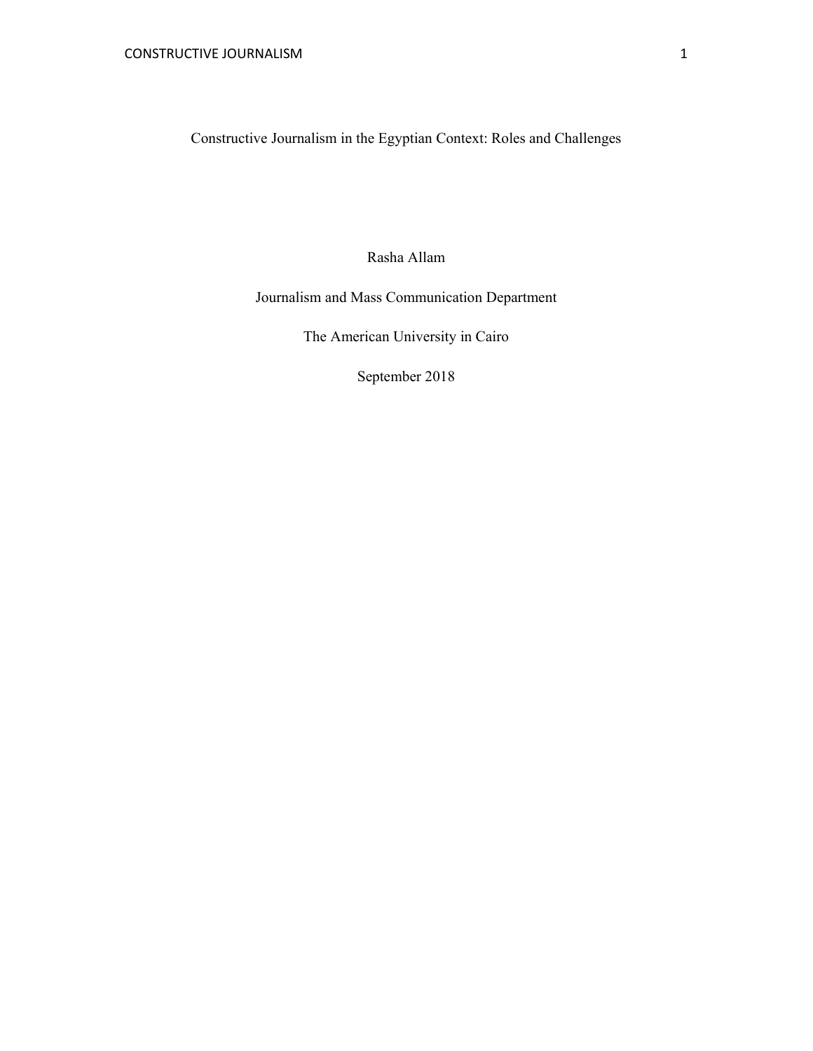# Constructive Journalism in the Egyptian Context: Roles and Challenges

Rasha Allam

Journalism and Mass Communication Department

The American University in Cairo

September 2018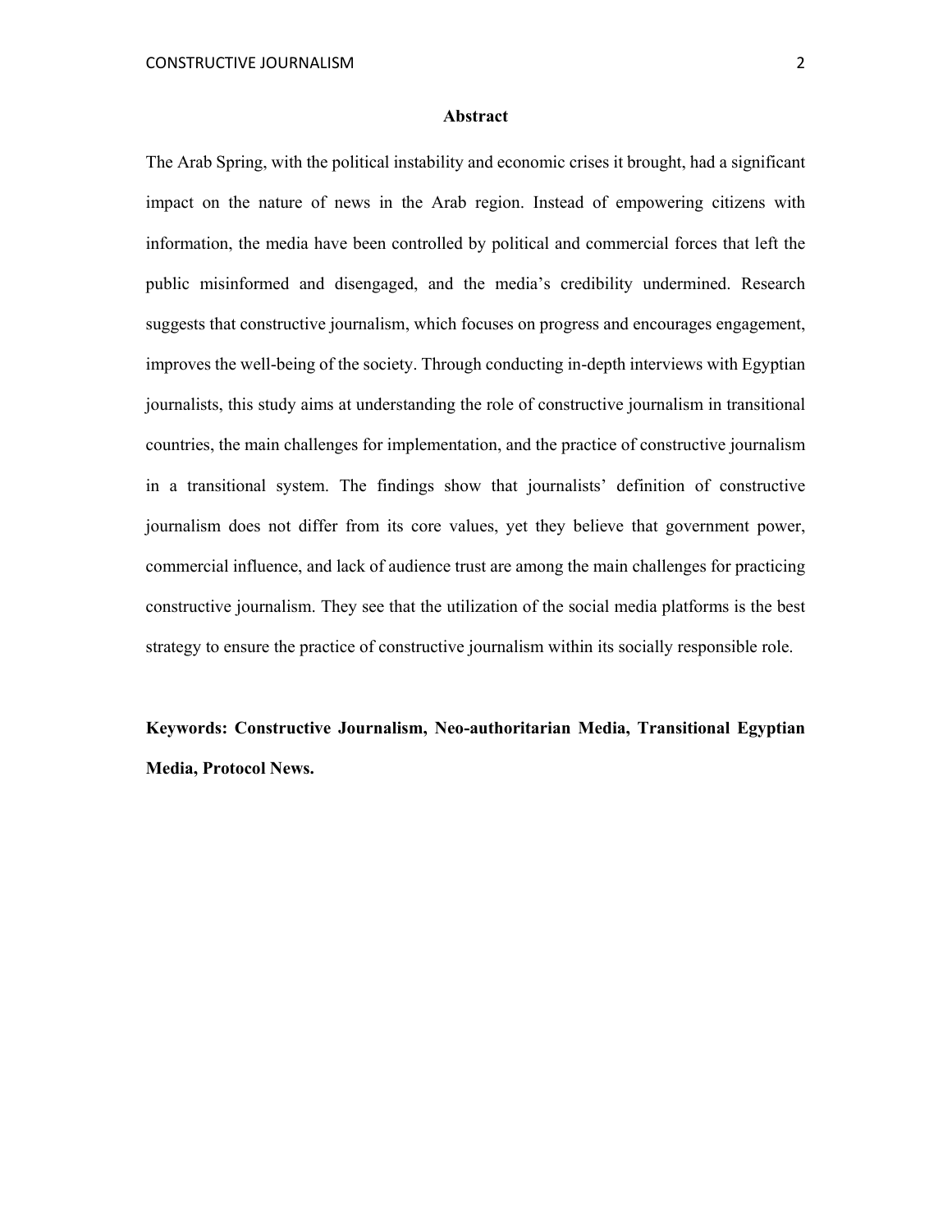## Abstract

The Arab Spring, with the political instability and economic crises it brought, had a significant impact on the nature of news in the Arab region. Instead of empowering citizens with information, the media have been controlled by political and commercial forces that left the public misinformed and disengaged, and the media's credibility undermined. Research suggests that constructive journalism, which focuses on progress and encourages engagement, improves the well-being of the society. Through conducting in-depth interviews with Egyptian journalists, this study aims at understanding the role of constructive journalism in transitional countries, the main challenges for implementation, and the practice of constructive journalism in a transitional system. The findings show that journalists' definition of constructive journalism does not differ from its core values, yet they believe that government power, commercial influence, and lack of audience trust are among the main challenges for practicing constructive journalism. They see that the utilization of the social media platforms is the best strategy to ensure the practice of constructive journalism within its socially responsible role.

**Keywords: Constructive Journalism, Neo-authoritarian Media, Transitional Egyptian Media, Protocol News.**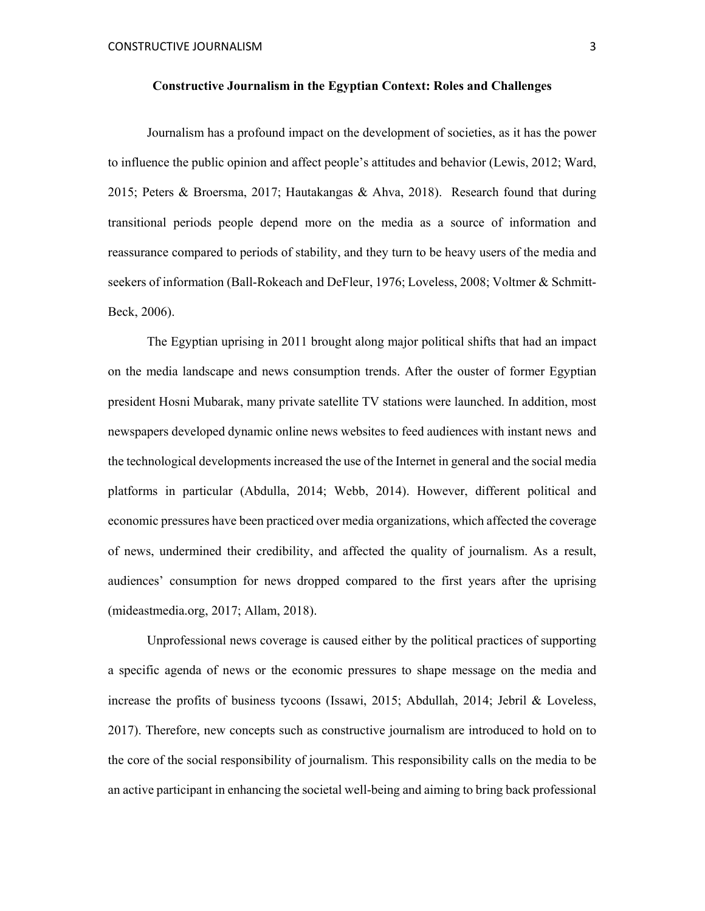**Constructive Journalism in the Egyptian Context: Roles and Challenges**

Journalism has a profound impact on the development of societies, as it has the power to influence the public opinion and affect people's attitudes and behavior (Lewis, 2012; Ward, 2015; Peters & Broersma, 2017; Hautakangas & Ahva, 2018). Research found that during transitional periods people depend more on the media as a source of information and reassurance compared to periods of stability, and they turn to be heavy users of the media and seekers of information (Ball-Rokeach and DeFleur, 1976; Loveless, 2008; Voltmer & Schmitt-Beck, 2006).

The Egyptian uprising in 2011 brought along major political shifts that had an impact on the media landscape and news consumption trends. After the ouster of former Egyptian president Hosni Mubarak, many private satellite TV stations were launched. In addition, most newspapers developed dynamic online news websites to feed audiences with instant news and the technological developments increased the use of the Internet in general and the social media platforms in particular (Abdulla, 2014; Webb, 2014). However, different political and economic pressures have been practiced over media organizations, which affected the coverage of news, undermined their credibility, and affected the quality of journalism. As a result, audiences' consumption for news dropped compared to the first years after the uprising (mideastmedia.org, 2017; Allam, 2018).

Unprofessional news coverage is caused either by the political practices of supporting a specific agenda of news or the economic pressures to shape message on the media and increase the profits of business tycoons (Issawi, 2015; Abdullah, 2014; Jebril & Loveless, 2017). Therefore, new concepts such as constructive journalism are introduced to hold on to the core of the social responsibility of journalism. This responsibility calls on the media to be an active participant in enhancing the societal well-being and aiming to bring back professional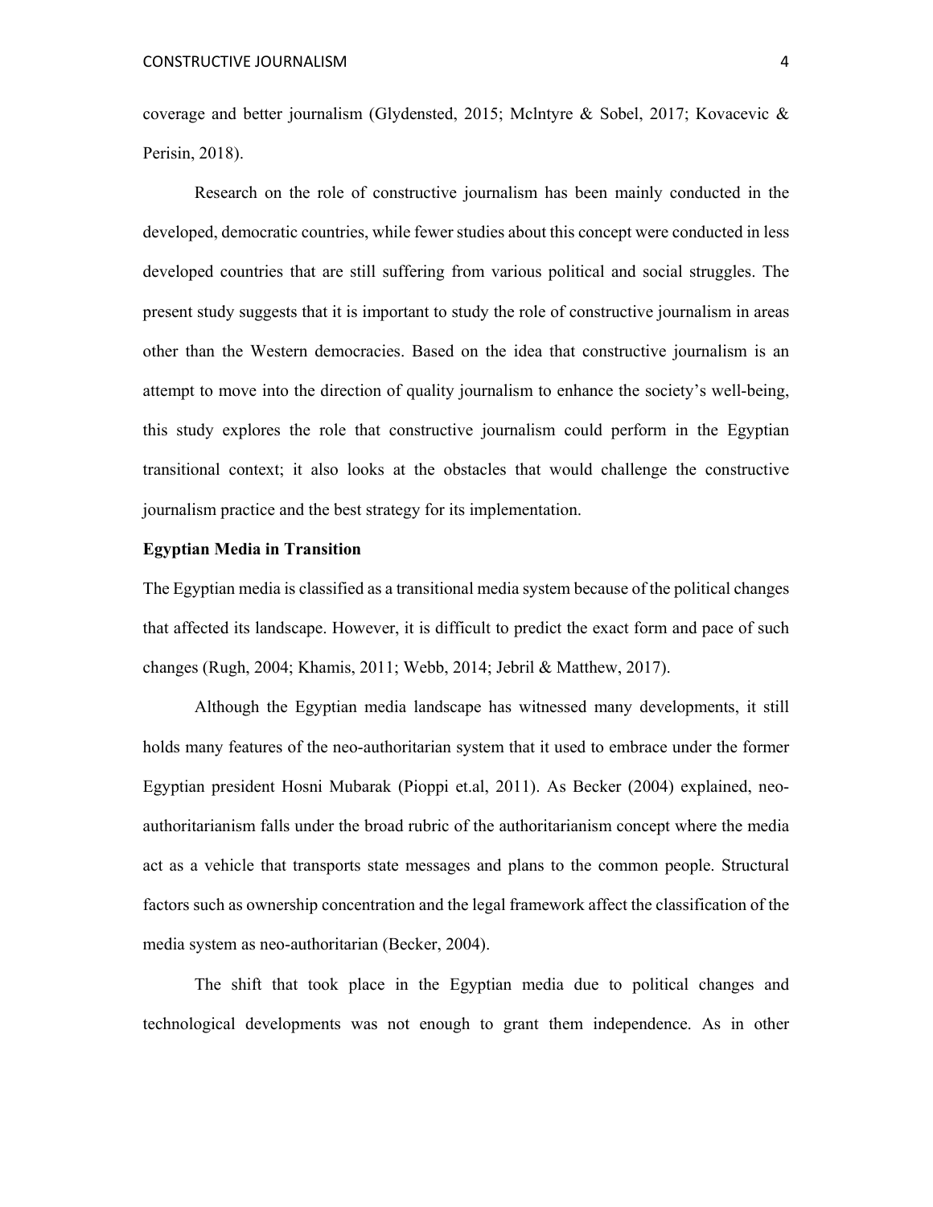coverage and better journalism (Glydensted, 2015; Mclntyre & Sobel, 2017; Kovacevic & Perisin, 2018).

Research on the role of constructive journalism has been mainly conducted in the developed, democratic countries, while fewer studies about this concept were conducted in less developed countries that are still suffering from various political and social struggles. The present study suggests that it is important to study the role of constructive journalism in areas other than the Western democracies. Based on the idea that constructive journalism is an attempt to move into the direction of quality journalism to enhance the society's well-being, this study explores the role that constructive journalism could perform in the Egyptian transitional context; it also looks at the obstacles that would challenge the constructive journalism practice and the best strategy for its implementation.

**Egyptian Media in Transition**

The Egyptian media is classified as a transitional media system because of the political changes that affected its landscape. However, it is difficult to predict the exact form and pace of such changes (Rugh, 2004; Khamis, 2011; Webb, 2014; Jebril & Matthew, 2017).

Although the Egyptian media landscape has witnessed many developments, it still holds many features of the neo-authoritarian system that it used to embrace under the former Egyptian president Hosni Mubarak (Pioppi et.al, 2011). As Becker (2004) explained, neo-authoritarianism falls under the broad rubric of the authoritarianism concept where the media act as a vehicle that transports state messages and plans to the common people. Structural factors such as ownership concentration and the legal framework affect the classification of the media system as neo-authoritarian (Becker, 2004).

The shift that took place in the Egyptian media due to political changes and technological developments was not enough to grant them independence. As in other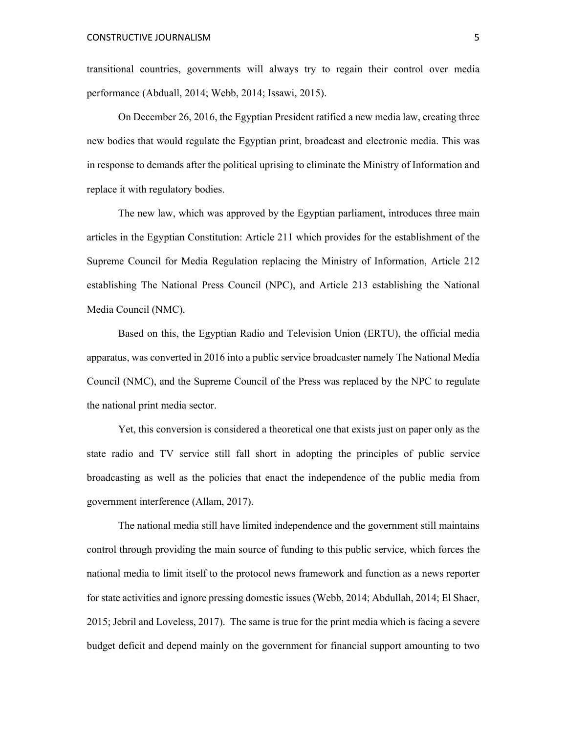transitional countries, governments will always try to regain their control over media performance (Abduall, 2014; Webb, 2014; Issawi, 2015).

On December 26, 2016, the Egyptian President ratified a new media law, creating three new bodies that would regulate the Egyptian print, broadcast and electronic media. This was in response to demands after the political uprising to eliminate the Ministry of Information and replace it with regulatory bodies.

The new law, which was approved by the Egyptian parliament, introduces three main articles in the Egyptian Constitution: Article 211 which provides for the establishment of the Supreme Council for Media Regulation replacing the Ministry of Information, Article 212 establishing The National Press Council (NPC), and Article 213 establishing the National Media Council (NMC).

Based on this, the Egyptian Radio and Television Union (ERTU), the official media apparatus, was converted in 2016 into a public service broadcaster namely The National Media Council (NMC), and the Supreme Council of the Press was replaced by the NPC to regulate the national print media sector.

Yet, this conversion is considered a theoretical one that exists just on paper only as the state radio and TV service still fall short in adopting the principles of public service broadcasting as well as the policies that enact the independence of the public media from government interference (Allam, 2017).

The national media still have limited independence and the government still maintains control through providing the main source of funding to this public service, which forces the national media to limit itself to the protocol news framework and function as a news reporter for state activities and ignore pressing domestic issues (Webb, 2014; Abdullah, 2014; El Shaer, 2015; Jebril and Loveless, 2017). The same is true for the print media which is facing a severe budget deficit and depend mainly on the government for financial support amounting to two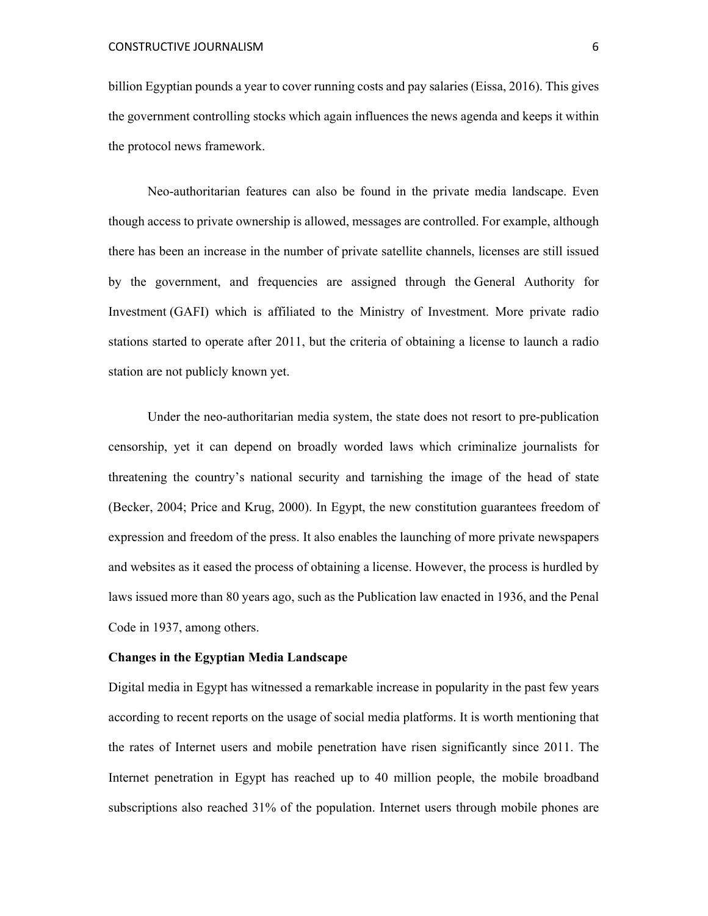billion Egyptian pounds a year to cover running costs and pay salaries (Eissa, 2016). This gives the government controlling stocks which again influences the news agenda and keeps it within the protocol news framework.

Neo-authoritarian features can also be found in the private media landscape. Even though access to private ownership is allowed, messages are controlled. For example, although there has been an increase in the number of private satellite channels, licenses are still issued by the government, and frequencies are assigned through the General Authority for Investment (GAFI) which is affiliated to the Ministry of Investment. More private radio stations started to operate after 2011, but the criteria of obtaining a license to launch a radio station are not publicly known yet.

Under the neo-authoritarian media system, the state does not resort to pre-publication censorship, yet it can depend on broadly worded laws which criminalize journalists for threatening the country's national security and tarnishing the image of the head of state (Becker, 2004; Price and Krug, 2000). In Egypt, the new constitution guarantees freedom of expression and freedom of the press. It also enables the launching of more private newspapers and websites as it eased the process of obtaining a license. However, the process is hurdled by laws issued more than 80 years ago, such as the Publication law enacted in 1936, and the Penal Code in 1937, among others.

**Changes in the Egyptian Media Landscape**

Digital media in Egypt has witnessed a remarkable increase in popularity in the past few years according to recent reports on the usage of social media platforms. It is worth mentioning that the rates of Internet users and mobile penetration have risen significantly since 2011. The Internet penetration in Egypt has reached up to 40 million people, the mobile broadband subscriptions also reached 31% of the population. Internet users through mobile phones are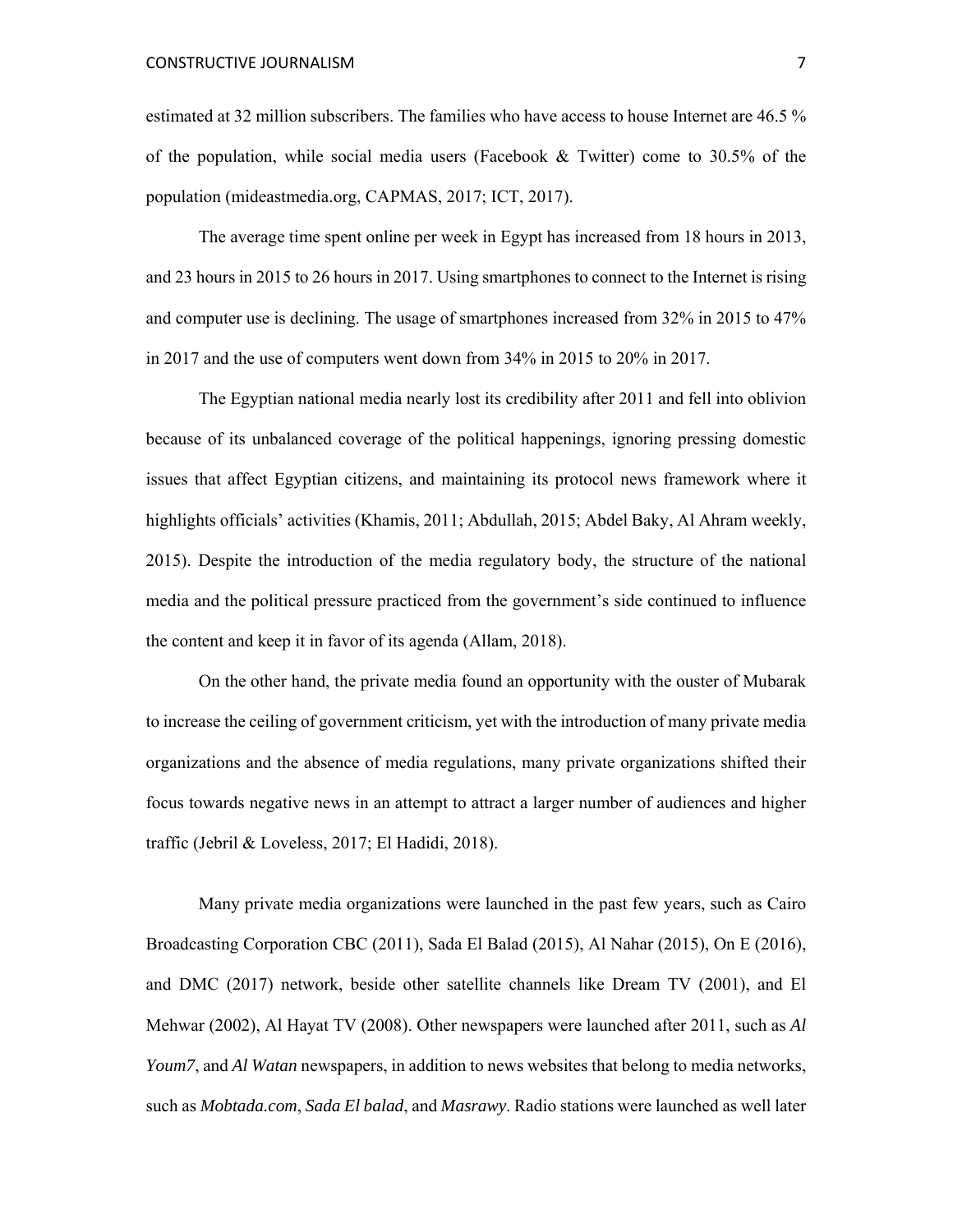estimated at 32 million subscribers. The families who have access to house Internet are 46.5 % of the population, while social media users (Facebook & Twitter) come to 30.5% of the population (mideastmedia.org, CAPMAS, 2017; ICT, 2017).

The average time spent online per week in Egypt has increased from 18 hours in 2013, and 23 hours in 2015 to 26 hours in 2017. Using smartphones to connect to the Internet is rising and computer use is declining. The usage of smartphones increased from 32% in 2015 to 47% in 2017 and the use of computers went down from 34% in 2015 to 20% in 2017.

The Egyptian national media nearly lost its credibility after 2011 and fell into oblivion because of its unbalanced coverage of the political happenings, ignoring pressing domestic issues that affect Egyptian citizens, and maintaining its protocol news framework where it highlights officials' activities (Khamis, 2011; Abdullah, 2015; Abdel Baky, Al Ahram weekly, 2015). Despite the introduction of the media regulatory body, the structure of the national media and the political pressure practiced from the government's side continued to influence the content and keep it in favor of its agenda (Allam, 2018).

On the other hand, the private media found an opportunity with the ouster of Mubarak to increase the ceiling of government criticism, yet with the introduction of many private media organizations and the absence of media regulations, many private organizations shifted their focus towards negative news in an attempt to attract a larger number of audiences and higher traffic (Jebril & Loveless, 2017; El Hadidi, 2018).

Many private media organizations were launched in the past few years, such as Cairo Broadcasting Corporation CBC (2011), Sada El Balad (2015), Al Nahar (2015), On E (2016), and DMC (2017) network, beside other satellite channels like Dream TV (2001), and El Mehwar (2002), Al Hayat TV (2008). Other newspapers were launched after 2011, such as *Al Youm7*, and *Al Watan* newspapers, in addition to news websites that belong to media networks, such as *Mobtada.com*, *Sada El balad*, and *Masrawy*. Radio stations were launched as well later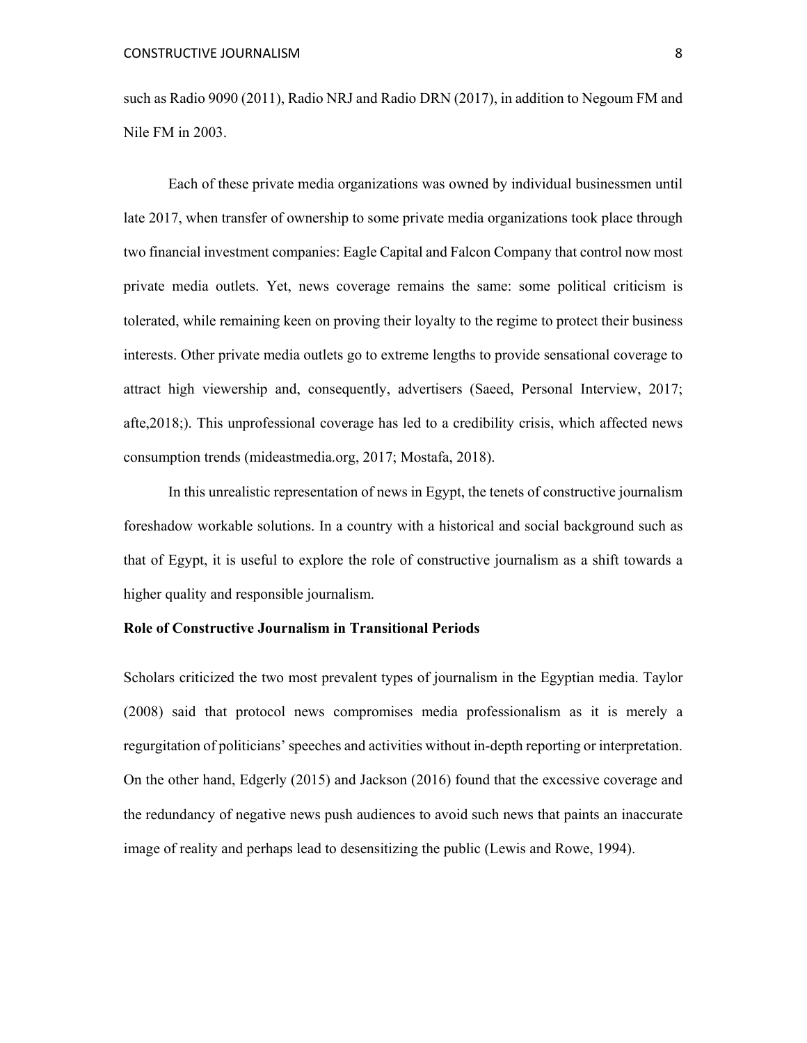such as Radio 9090 (2011), Radio NRJ and Radio DRN (2017), in addition to Negoum FM and Nile FM in 2003.

Each of these private media organizations was owned by individual businessmen until late 2017, when transfer of ownership to some private media organizations took place through two financial investment companies: Eagle Capital and Falcon Company that control now most private media outlets. Yet, news coverage remains the same: some political criticism is tolerated, while remaining keen on proving their loyalty to the regime to protect their business interests. Other private media outlets go to extreme lengths to provide sensational coverage to attract high viewership and, consequently, advertisers (Saeed, Personal Interview, 2017; afte,2018;). This unprofessional coverage has led to a credibility crisis, which affected news consumption trends (mideastmedia.org, 2017; Mostafa, 2018).

In this unrealistic representation of news in Egypt, the tenets of constructive journalism foreshadow workable solutions. In a country with a historical and social background such as that of Egypt, it is useful to explore the role of constructive journalism as a shift towards a higher quality and responsible journalism.

**Role of Constructive Journalism in Transitional Periods**

Scholars criticized the two most prevalent types of journalism in the Egyptian media. Taylor (2008) said that protocol news compromises media professionalism as it is merely a regurgitation of politicians' speeches and activities without in-depth reporting or interpretation. On the other hand, Edgerly (2015) and Jackson (2016) found that the excessive coverage and the redundancy of negative news push audiences to avoid such news that paints an inaccurate image of reality and perhaps lead to desensitizing the public (Lewis and Rowe, 1994).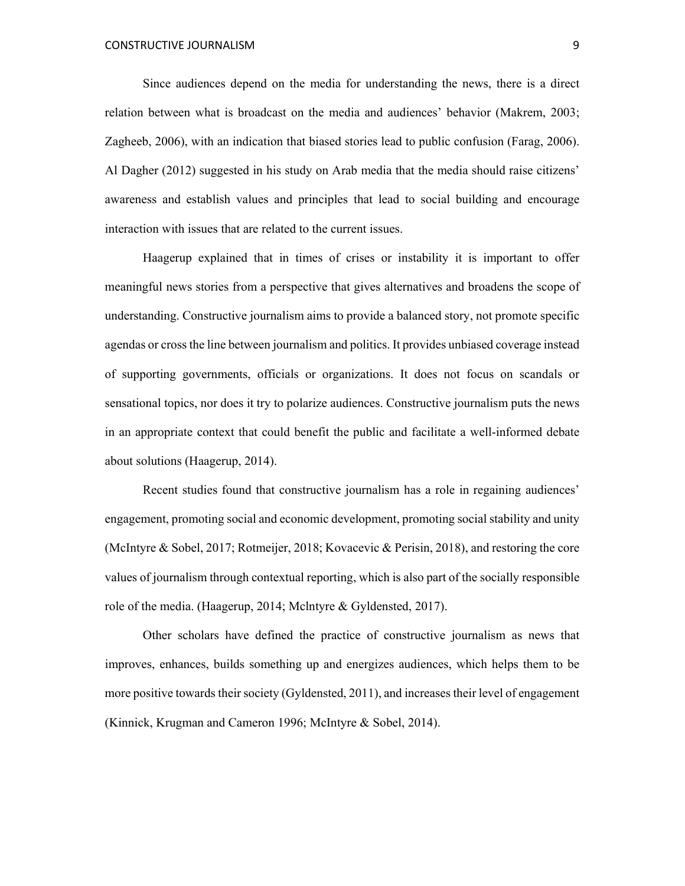Since audiences depend on the media for understanding the news, there is a direct relation between what is broadcast on the media and audiences' behavior (Makrem, 2003; Zagheeb, 2006), with an indication that biased stories lead to public confusion (Farag, 2006). Al Dagher (2012) suggested in his study on Arab media that the media should raise citizens' awareness and establish values and principles that lead to social building and encourage interaction with issues that are related to the current issues.

Haagerup explained that in times of crises or instability it is important to offer meaningful news stories from a perspective that gives alternatives and broadens the scope of understanding. Constructive journalism aims to provide a balanced story, not promote specific agendas or cross the line between journalism and politics. It provides unbiased coverage instead of supporting governments, officials or organizations. It does not focus on scandals or sensational topics, nor does it try to polarize audiences. Constructive journalism puts the news in an appropriate context that could benefit the public and facilitate a well-informed debate about solutions (Haagerup, 2014).

Recent studies found that constructive journalism has a role in regaining audiences' engagement, promoting social and economic development, promoting social stability and unity (McIntyre & Sobel, 2017; Rotmeijer, 2018; Kovacevic & Perisin, 2018), and restoring the core values of journalism through contextual reporting, which is also part of the socially responsible role of the media. (Haagerup, 2014; Mclntyre & Gyldensted, 2017).

Other scholars have defined the practice of constructive journalism as news that improves, enhances, builds something up and energizes audiences, which helps them to be more positive towards their society (Gyldensted, 2011), and increases their level of engagement (Kinnick, Krugman and Cameron 1996; McIntyre & Sobel, 2014).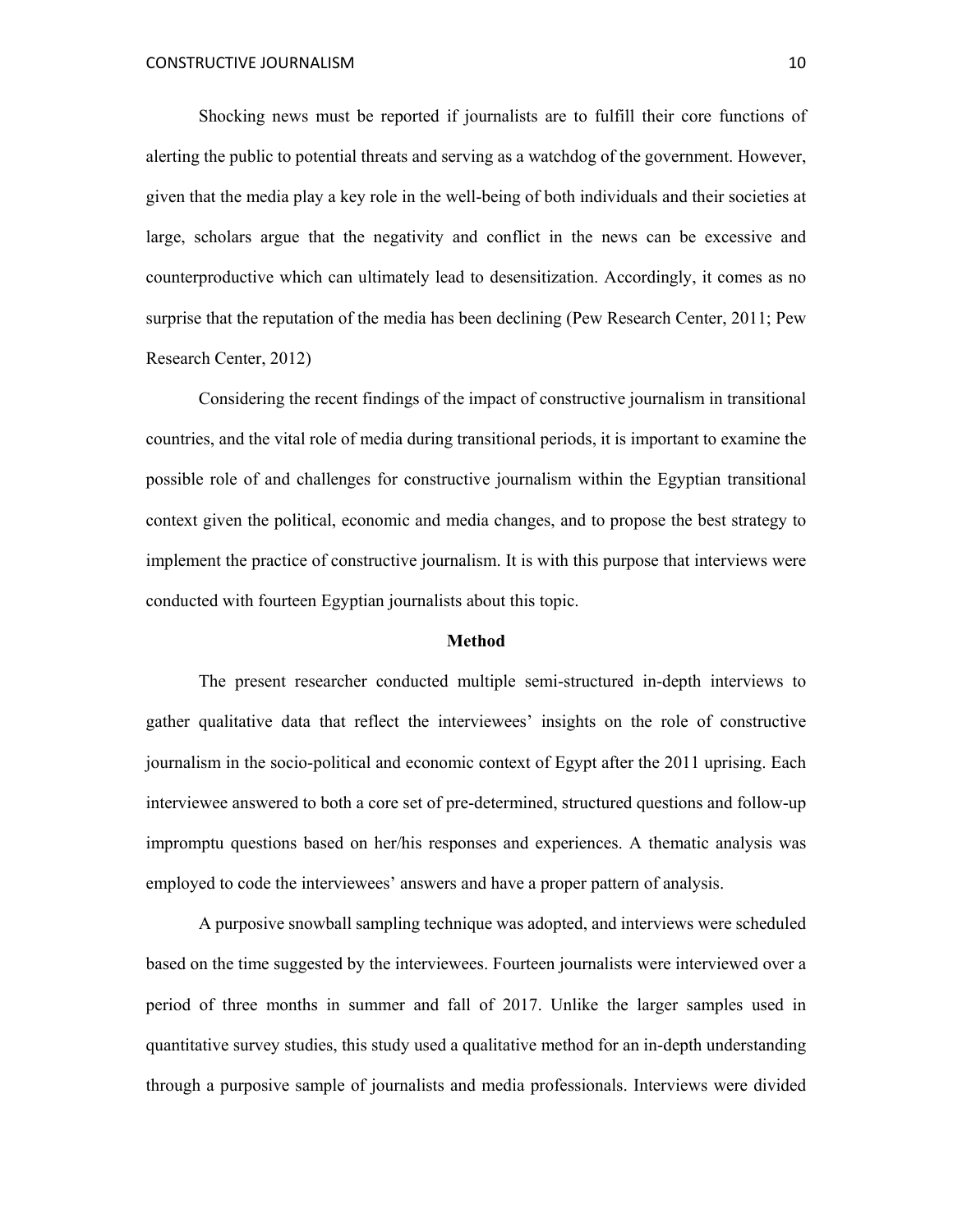Shocking news must be reported if journalists are to fulfill their core functions of alerting the public to potential threats and serving as a watchdog of the government. However, given that the media play a key role in the well-being of both individuals and their societies at large, scholars argue that the negativity and conflict in the news can be excessive and counterproductive which can ultimately lead to desensitization. Accordingly, it comes as no surprise that the reputation of the media has been declining (Pew Research Center, 2011; Pew Research Center, 2012)

Considering the recent findings of the impact of constructive journalism in transitional countries, and the vital role of media during transitional periods, it is important to examine the possible role of and challenges for constructive journalism within the Egyptian transitional context given the political, economic and media changes, and to propose the best strategy to implement the practice of constructive journalism. It is with this purpose that interviews were conducted with fourteen Egyptian journalists about this topic.

## Method

The present researcher conducted multiple semi-structured in-depth interviews to gather qualitative data that reflect the interviewees' insights on the role of constructive journalism in the socio-political and economic context of Egypt after the 2011 uprising. Each interviewee answered to both a core set of pre-determined, structured questions and follow-up impromptu questions based on her/his responses and experiences. A thematic analysis was employed to code the interviewees' answers and have a proper pattern of analysis.

A purposive snowball sampling technique was adopted, and interviews were scheduled based on the time suggested by the interviewees. Fourteen journalists were interviewed over a period of three months in summer and fall of 2017. Unlike the larger samples used in quantitative survey studies, this study used a qualitative method for an in-depth understanding through a purposive sample of journalists and media professionals. Interviews were divided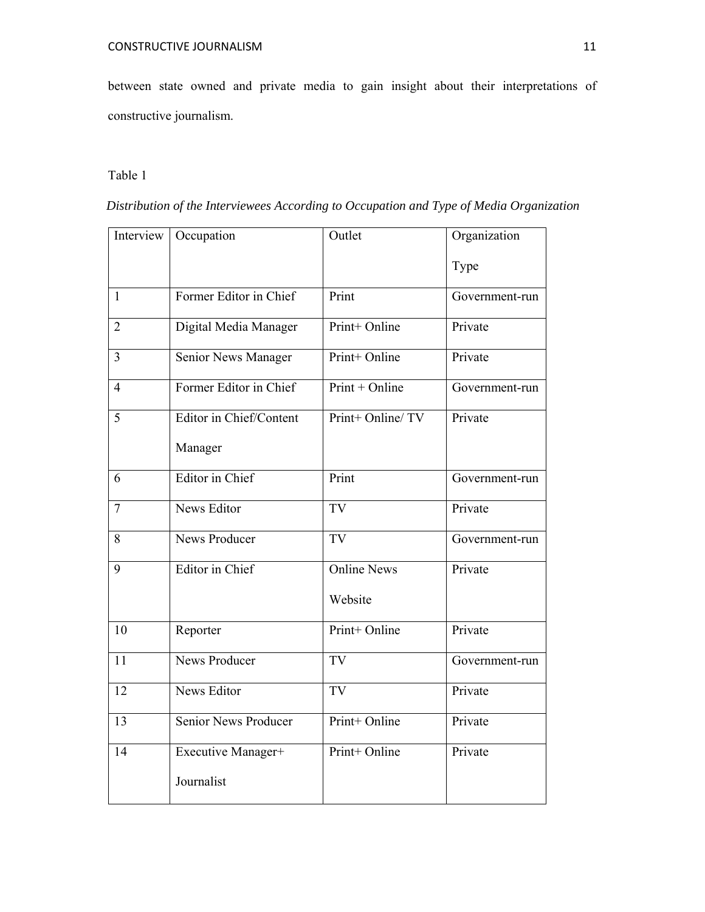between state owned and private media to gain insight about their interpretations of constructive journalism.

Table 1

*Distribution of the Interviewees According to Occupation and Type of Media Organization*

| Interview | Occupation | Outlet | Organization Type |
|---|---|---|---|
| 1 | Former Editor in Chief | Print | Government-run |
| 2 | Digital Media Manager | Print+ Online | Private |
| 3 | Senior News Manager | Print+ Online | Private |
| 4 | Former Editor in Chief | Print + Online | Government-run |
| 5 | Editor in Chief/Content Manager | Print+ Online/ TV | Private |
| 6 | Editor in Chief | Print | Government-run |
| 7 | News Editor | TV | Private |
| 8 | News Producer | TV | Government-run |
| 9 | Editor in Chief | Online News Website | Private |
| 10 | Reporter | Print+ Online | Private |
| 11 | News Producer | TV | Government-run |
| 12 | News Editor | TV | Private |
| 13 | Senior News Producer | Print+ Online | Private |
| 14 | Executive Manager+ Journalist | Print+ Online | Private |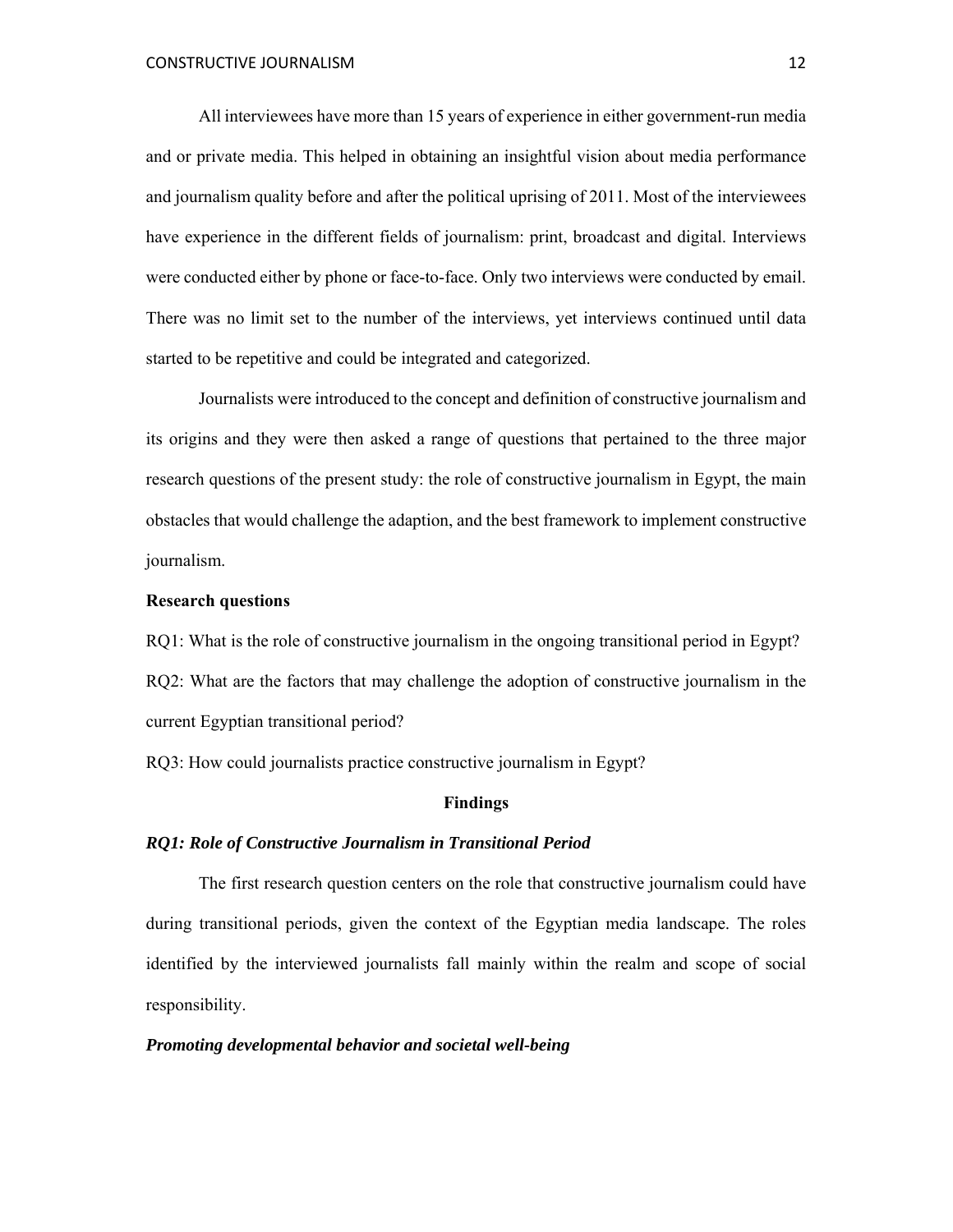All interviewees have more than 15 years of experience in either government-run media and or private media. This helped in obtaining an insightful vision about media performance and journalism quality before and after the political uprising of 2011. Most of the interviewees have experience in the different fields of journalism: print, broadcast and digital. Interviews were conducted either by phone or face-to-face. Only two interviews were conducted by email. There was no limit set to the number of the interviews, yet interviews continued until data started to be repetitive and could be integrated and categorized.

Journalists were introduced to the concept and definition of constructive journalism and its origins and they were then asked a range of questions that pertained to the three major research questions of the present study: the role of constructive journalism in Egypt, the main obstacles that would challenge the adaption, and the best framework to implement constructive journalism.

**Research questions**

RQ1: What is the role of constructive journalism in the ongoing transitional period in Egypt?

RQ2: What are the factors that may challenge the adoption of constructive journalism in the current Egyptian transitional period?

RQ3: How could journalists practice constructive journalism in Egypt?

## Findings

### *RQ1: Role of Constructive Journalism in Transitional Period*

The first research question centers on the role that constructive journalism could have during transitional periods, given the context of the Egyptian media landscape. The roles identified by the interviewed journalists fall mainly within the realm and scope of social responsibility.

#### *Promoting developmental behavior and societal well-being*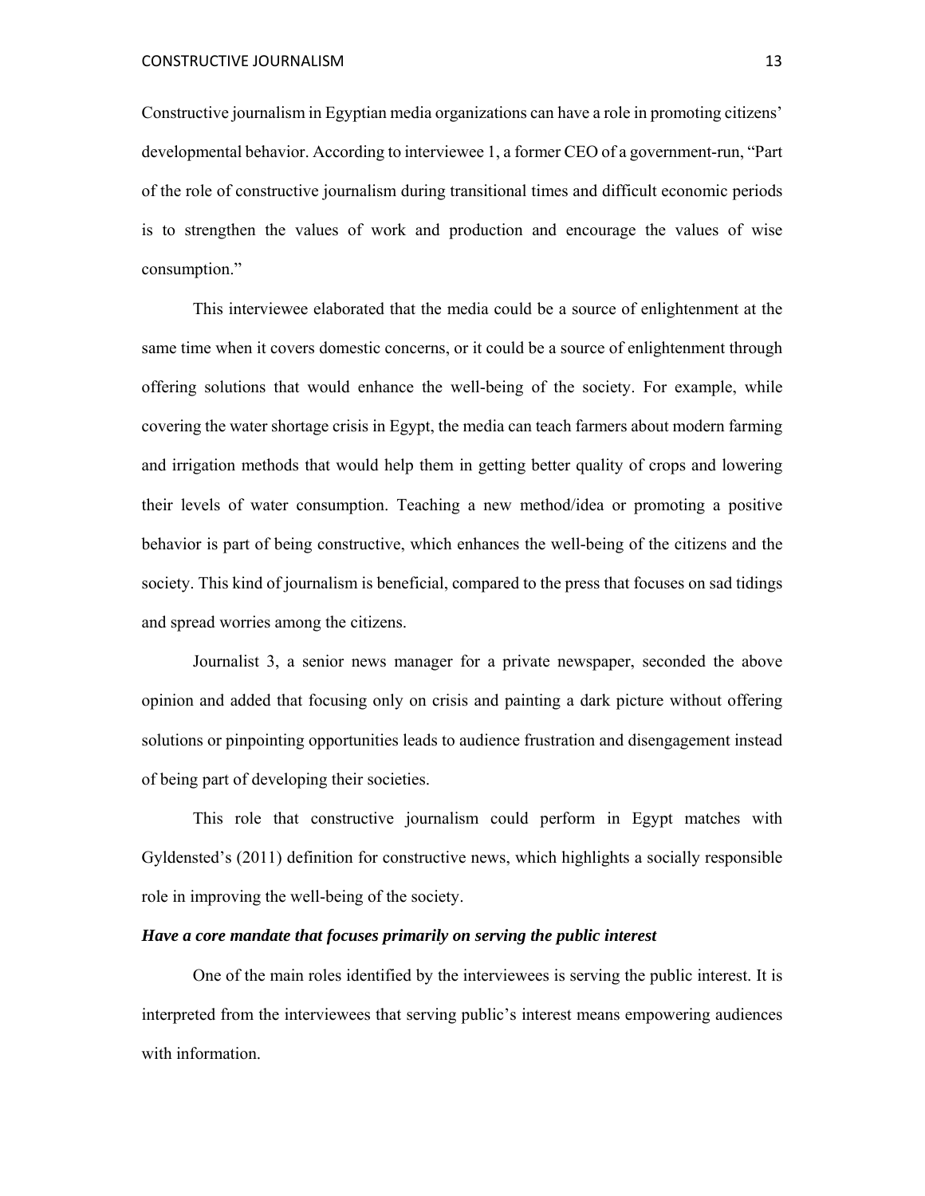Constructive journalism in Egyptian media organizations can have a role in promoting citizens' developmental behavior. According to interviewee 1, a former CEO of a government-run, "Part of the role of constructive journalism during transitional times and difficult economic periods is to strengthen the values of work and production and encourage the values of wise consumption."

This interviewee elaborated that the media could be a source of enlightenment at the same time when it covers domestic concerns, or it could be a source of enlightenment through offering solutions that would enhance the well-being of the society. For example, while covering the water shortage crisis in Egypt, the media can teach farmers about modern farming and irrigation methods that would help them in getting better quality of crops and lowering their levels of water consumption. Teaching a new method/idea or promoting a positive behavior is part of being constructive, which enhances the well-being of the citizens and the society. This kind of journalism is beneficial, compared to the press that focuses on sad tidings and spread worries among the citizens.

Journalist 3, a senior news manager for a private newspaper, seconded the above opinion and added that focusing only on crisis and painting a dark picture without offering solutions or pinpointing opportunities leads to audience frustration and disengagement instead of being part of developing their societies.

This role that constructive journalism could perform in Egypt matches with Gyldensted's (2011) definition for constructive news, which highlights a socially responsible role in improving the well-being of the society.

***Have a core mandate that focuses primarily on serving the public interest***

One of the main roles identified by the interviewees is serving the public interest. It is interpreted from the interviewees that serving public's interest means empowering audiences with information.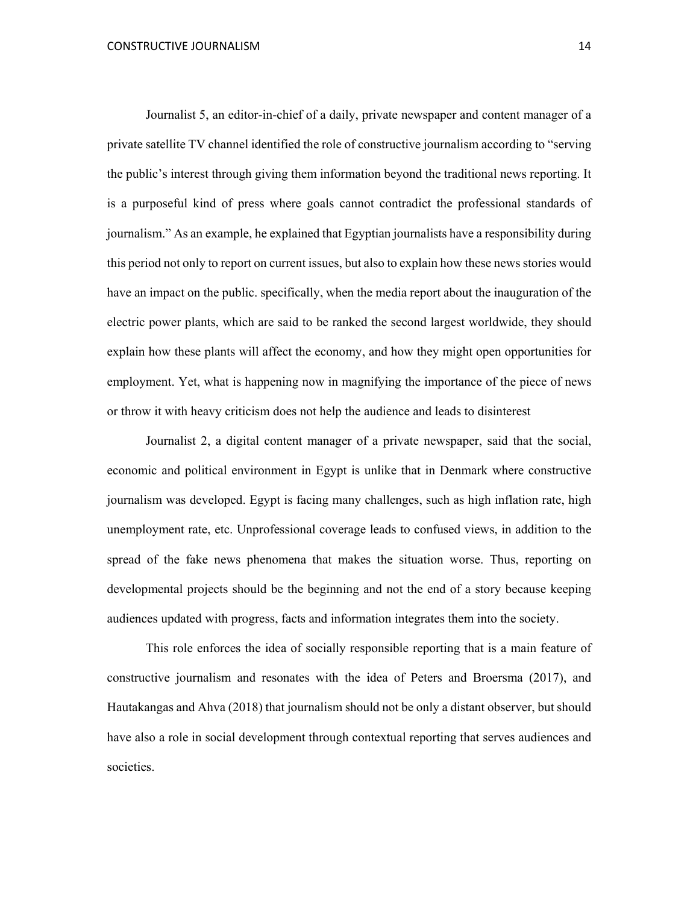Journalist 5, an editor-in-chief of a daily, private newspaper and content manager of a private satellite TV channel identified the role of constructive journalism according to "serving the public's interest through giving them information beyond the traditional news reporting. It is a purposeful kind of press where goals cannot contradict the professional standards of journalism." As an example, he explained that Egyptian journalists have a responsibility during this period not only to report on current issues, but also to explain how these news stories would have an impact on the public. specifically, when the media report about the inauguration of the electric power plants, which are said to be ranked the second largest worldwide, they should explain how these plants will affect the economy, and how they might open opportunities for employment. Yet, what is happening now in magnifying the importance of the piece of news or throw it with heavy criticism does not help the audience and leads to disinterest

Journalist 2, a digital content manager of a private newspaper, said that the social, economic and political environment in Egypt is unlike that in Denmark where constructive journalism was developed. Egypt is facing many challenges, such as high inflation rate, high unemployment rate, etc. Unprofessional coverage leads to confused views, in addition to the spread of the fake news phenomena that makes the situation worse. Thus, reporting on developmental projects should be the beginning and not the end of a story because keeping audiences updated with progress, facts and information integrates them into the society.

This role enforces the idea of socially responsible reporting that is a main feature of constructive journalism and resonates with the idea of Peters and Broersma (2017), and Hautakangas and Ahva (2018) that journalism should not be only a distant observer, but should have also a role in social development through contextual reporting that serves audiences and societies.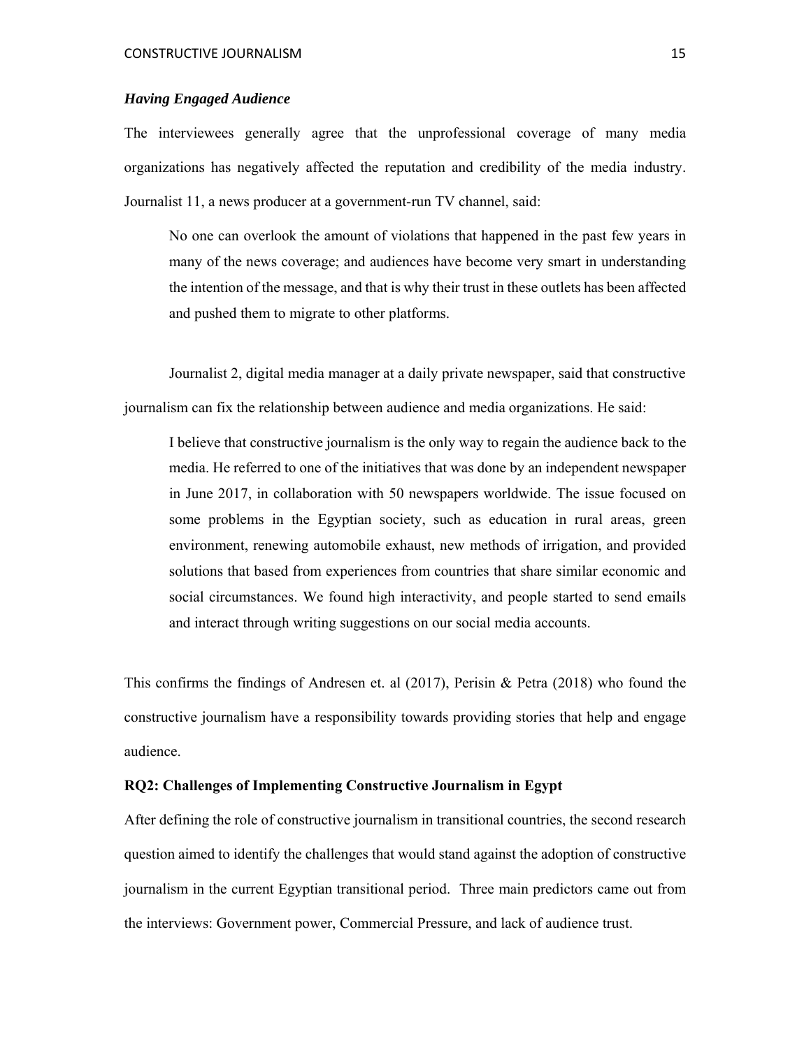### *Having Engaged Audience*

The interviewees generally agree that the unprofessional coverage of many media organizations has negatively affected the reputation and credibility of the media industry. Journalist 11, a news producer at a government-run TV channel, said:

> No one can overlook the amount of violations that happened in the past few years in many of the news coverage; and audiences have become very smart in understanding the intention of the message, and that is why their trust in these outlets has been affected and pushed them to migrate to other platforms.

Journalist 2, digital media manager at a daily private newspaper, said that constructive journalism can fix the relationship between audience and media organizations. He said:

> I believe that constructive journalism is the only way to regain the audience back to the media. He referred to one of the initiatives that was done by an independent newspaper in June 2017, in collaboration with 50 newspapers worldwide. The issue focused on some problems in the Egyptian society, such as education in rural areas, green environment, renewing automobile exhaust, new methods of irrigation, and provided solutions that based from experiences from countries that share similar economic and social circumstances. We found high interactivity, and people started to send emails and interact through writing suggestions on our social media accounts.

This confirms the findings of Andresen et. al (2017), Perisin & Petra (2018) who found the constructive journalism have a responsibility towards providing stories that help and engage audience.

### RQ2: Challenges of Implementing Constructive Journalism in Egypt

After defining the role of constructive journalism in transitional countries, the second research question aimed to identify the challenges that would stand against the adoption of constructive journalism in the current Egyptian transitional period. Three main predictors came out from the interviews: Government power, Commercial Pressure, and lack of audience trust.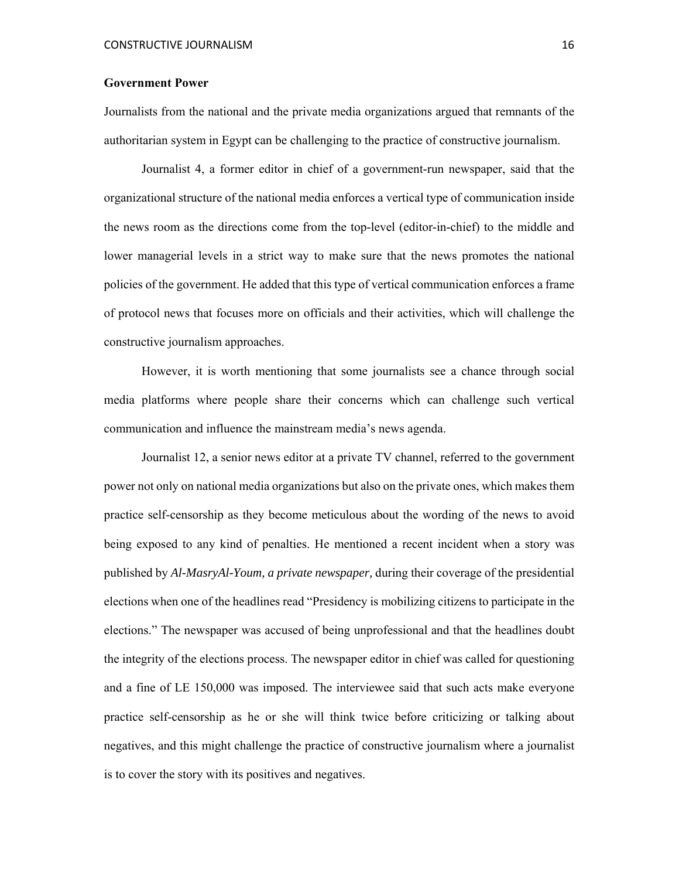**Government Power**

Journalists from the national and the private media organizations argued that remnants of the authoritarian system in Egypt can be challenging to the practice of constructive journalism.

Journalist 4, a former editor in chief of a government-run newspaper, said that the organizational structure of the national media enforces a vertical type of communication inside the news room as the directions come from the top-level (editor-in-chief) to the middle and lower managerial levels in a strict way to make sure that the news promotes the national policies of the government. He added that this type of vertical communication enforces a frame of protocol news that focuses more on officials and their activities, which will challenge the constructive journalism approaches.

However, it is worth mentioning that some journalists see a chance through social media platforms where people share their concerns which can challenge such vertical communication and influence the mainstream media's news agenda.

Journalist 12, a senior news editor at a private TV channel, referred to the government power not only on national media organizations but also on the private ones, which makes them practice self-censorship as they become meticulous about the wording of the news to avoid being exposed to any kind of penalties. He mentioned a recent incident when a story was published by *Al-MasryAl-Youm, a private newspaper,* during their coverage of the presidential elections when one of the headlines read "Presidency is mobilizing citizens to participate in the elections." The newspaper was accused of being unprofessional and that the headlines doubt the integrity of the elections process. The newspaper editor in chief was called for questioning and a fine of LE 150,000 was imposed. The interviewee said that such acts make everyone practice self-censorship as he or she will think twice before criticizing or talking about negatives, and this might challenge the practice of constructive journalism where a journalist is to cover the story with its positives and negatives.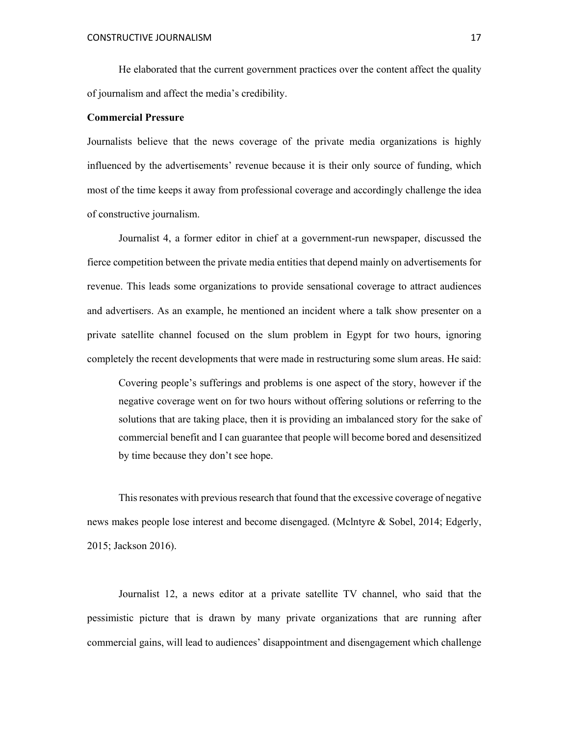He elaborated that the current government practices over the content affect the quality of journalism and affect the media's credibility.

**Commercial Pressure**

Journalists believe that the news coverage of the private media organizations is highly influenced by the advertisements' revenue because it is their only source of funding, which most of the time keeps it away from professional coverage and accordingly challenge the idea of constructive journalism.

Journalist 4, a former editor in chief at a government-run newspaper, discussed the fierce competition between the private media entities that depend mainly on advertisements for revenue. This leads some organizations to provide sensational coverage to attract audiences and advertisers. As an example, he mentioned an incident where a talk show presenter on a private satellite channel focused on the slum problem in Egypt for two hours, ignoring completely the recent developments that were made in restructuring some slum areas. He said:

> Covering people's sufferings and problems is one aspect of the story, however if the negative coverage went on for two hours without offering solutions or referring to the solutions that are taking place, then it is providing an imbalanced story for the sake of commercial benefit and I can guarantee that people will become bored and desensitized by time because they don't see hope.

This resonates with previous research that found that the excessive coverage of negative news makes people lose interest and become disengaged. (Mclntyre & Sobel, 2014; Edgerly, 2015; Jackson 2016).

Journalist 12, a news editor at a private satellite TV channel, who said that the pessimistic picture that is drawn by many private organizations that are running after commercial gains, will lead to audiences' disappointment and disengagement which challenge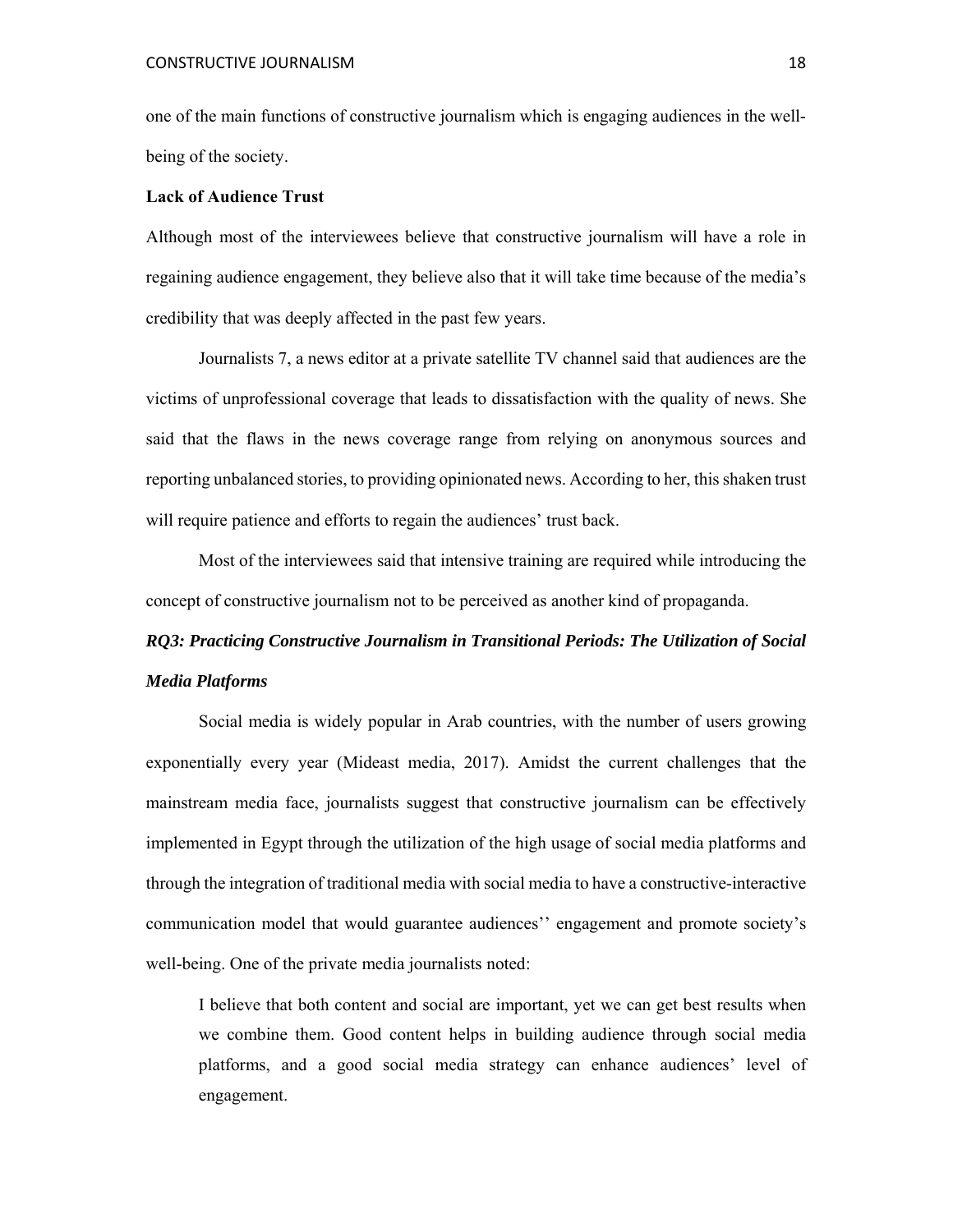one of the main functions of constructive journalism which is engaging audiences in the well-being of the society.

**Lack of Audience Trust**

Although most of the interviewees believe that constructive journalism will have a role in regaining audience engagement, they believe also that it will take time because of the media's credibility that was deeply affected in the past few years.

Journalists 7, a news editor at a private satellite TV channel said that audiences are the victims of unprofessional coverage that leads to dissatisfaction with the quality of news. She said that the flaws in the news coverage range from relying on anonymous sources and reporting unbalanced stories, to providing opinionated news. According to her, this shaken trust will require patience and efforts to regain the audiences' trust back.

Most of the interviewees said that intensive training are required while introducing the concept of constructive journalism not to be perceived as another kind of propaganda.

***RQ3: Practicing Constructive Journalism in Transitional Periods: The Utilization of Social Media Platforms***

Social media is widely popular in Arab countries, with the number of users growing exponentially every year (Mideast media, 2017). Amidst the current challenges that the mainstream media face, journalists suggest that constructive journalism can be effectively implemented in Egypt through the utilization of the high usage of social media platforms and through the integration of traditional media with social media to have a constructive-interactive communication model that would guarantee audiences'' engagement and promote society's well-being. One of the private media journalists noted:

> I believe that both content and social are important, yet we can get best results when we combine them. Good content helps in building audience through social media platforms, and a good social media strategy can enhance audiences' level of engagement.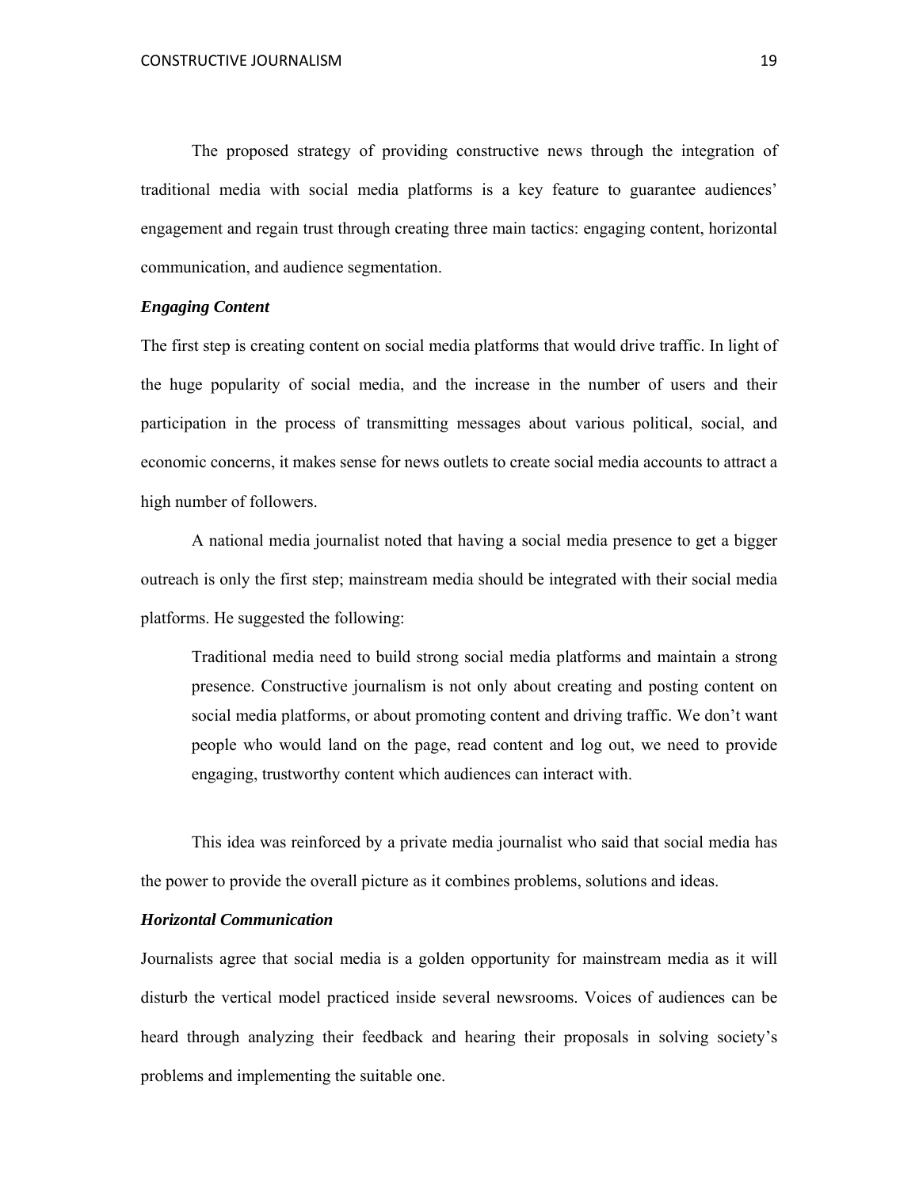The proposed strategy of providing constructive news through the integration of traditional media with social media platforms is a key feature to guarantee audiences' engagement and regain trust through creating three main tactics: engaging content, horizontal communication, and audience segmentation.

### *Engaging Content*

The first step is creating content on social media platforms that would drive traffic. In light of the huge popularity of social media, and the increase in the number of users and their participation in the process of transmitting messages about various political, social, and economic concerns, it makes sense for news outlets to create social media accounts to attract a high number of followers.

A national media journalist noted that having a social media presence to get a bigger outreach is only the first step; mainstream media should be integrated with their social media platforms. He suggested the following:

> Traditional media need to build strong social media platforms and maintain a strong presence. Constructive journalism is not only about creating and posting content on social media platforms, or about promoting content and driving traffic. We don't want people who would land on the page, read content and log out, we need to provide engaging, trustworthy content which audiences can interact with.

This idea was reinforced by a private media journalist who said that social media has the power to provide the overall picture as it combines problems, solutions and ideas.

### *Horizontal Communication*

Journalists agree that social media is a golden opportunity for mainstream media as it will disturb the vertical model practiced inside several newsrooms. Voices of audiences can be heard through analyzing their feedback and hearing their proposals in solving society's problems and implementing the suitable one.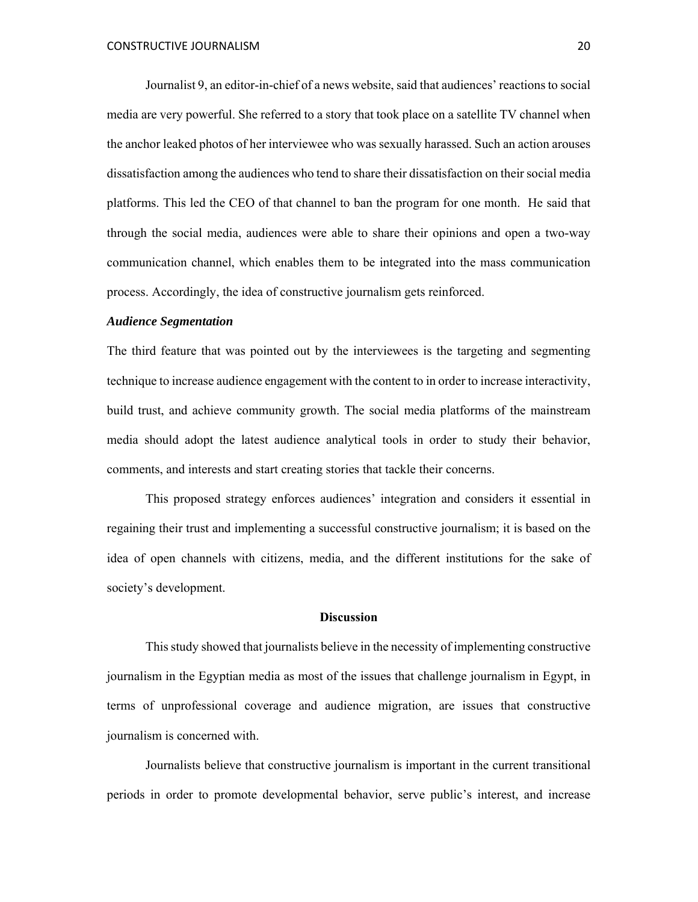Journalist 9, an editor-in-chief of a news website, said that audiences' reactions to social media are very powerful. She referred to a story that took place on a satellite TV channel when the anchor leaked photos of her interviewee who was sexually harassed. Such an action arouses dissatisfaction among the audiences who tend to share their dissatisfaction on their social media platforms. This led the CEO of that channel to ban the program for one month.  He said that through the social media, audiences were able to share their opinions and open a two-way communication channel, which enables them to be integrated into the mass communication process. Accordingly, the idea of constructive journalism gets reinforced.

### *Audience Segmentation*

The third feature that was pointed out by the interviewees is the targeting and segmenting technique to increase audience engagement with the content to in order to increase interactivity, build trust, and achieve community growth. The social media platforms of the mainstream media should adopt the latest audience analytical tools in order to study their behavior, comments, and interests and start creating stories that tackle their concerns.

This proposed strategy enforces audiences' integration and considers it essential in regaining their trust and implementing a successful constructive journalism; it is based on the idea of open channels with citizens, media, and the different institutions for the sake of society's development.

## Discussion

This study showed that journalists believe in the necessity of implementing constructive journalism in the Egyptian media as most of the issues that challenge journalism in Egypt, in terms of unprofessional coverage and audience migration, are issues that constructive journalism is concerned with.

Journalists believe that constructive journalism is important in the current transitional periods in order to promote developmental behavior, serve public's interest, and increase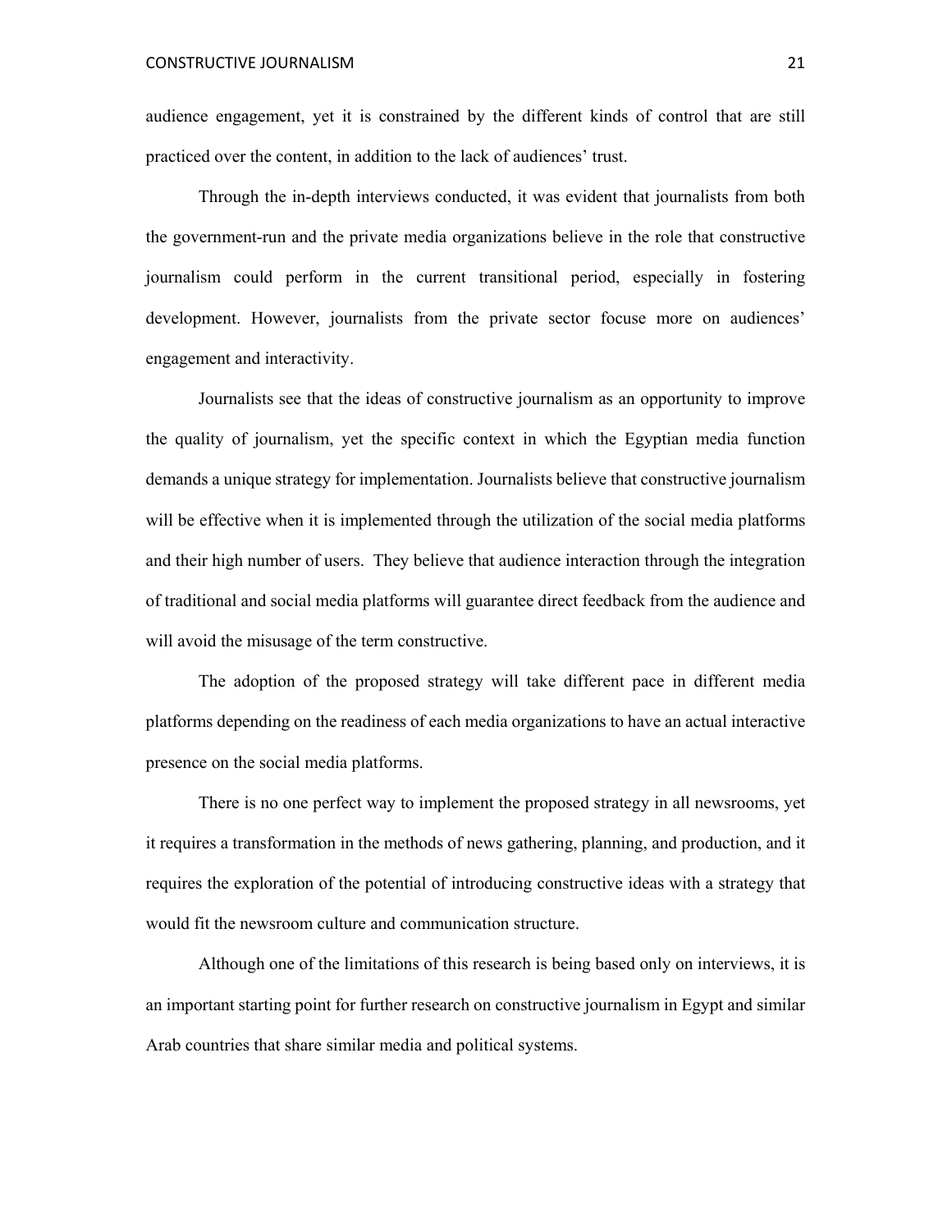audience engagement, yet it is constrained by the different kinds of control that are still practiced over the content, in addition to the lack of audiences' trust.

Through the in-depth interviews conducted, it was evident that journalists from both the government-run and the private media organizations believe in the role that constructive journalism could perform in the current transitional period, especially in fostering development. However, journalists from the private sector focuse more on audiences' engagement and interactivity.

Journalists see that the ideas of constructive journalism as an opportunity to improve the quality of journalism, yet the specific context in which the Egyptian media function demands a unique strategy for implementation. Journalists believe that constructive journalism will be effective when it is implemented through the utilization of the social media platforms and their high number of users. They believe that audience interaction through the integration of traditional and social media platforms will guarantee direct feedback from the audience and will avoid the misusage of the term constructive.

The adoption of the proposed strategy will take different pace in different media platforms depending on the readiness of each media organizations to have an actual interactive presence on the social media platforms.

There is no one perfect way to implement the proposed strategy in all newsrooms, yet it requires a transformation in the methods of news gathering, planning, and production, and it requires the exploration of the potential of introducing constructive ideas with a strategy that would fit the newsroom culture and communication structure.

Although one of the limitations of this research is being based only on interviews, it is an important starting point for further research on constructive journalism in Egypt and similar Arab countries that share similar media and political systems.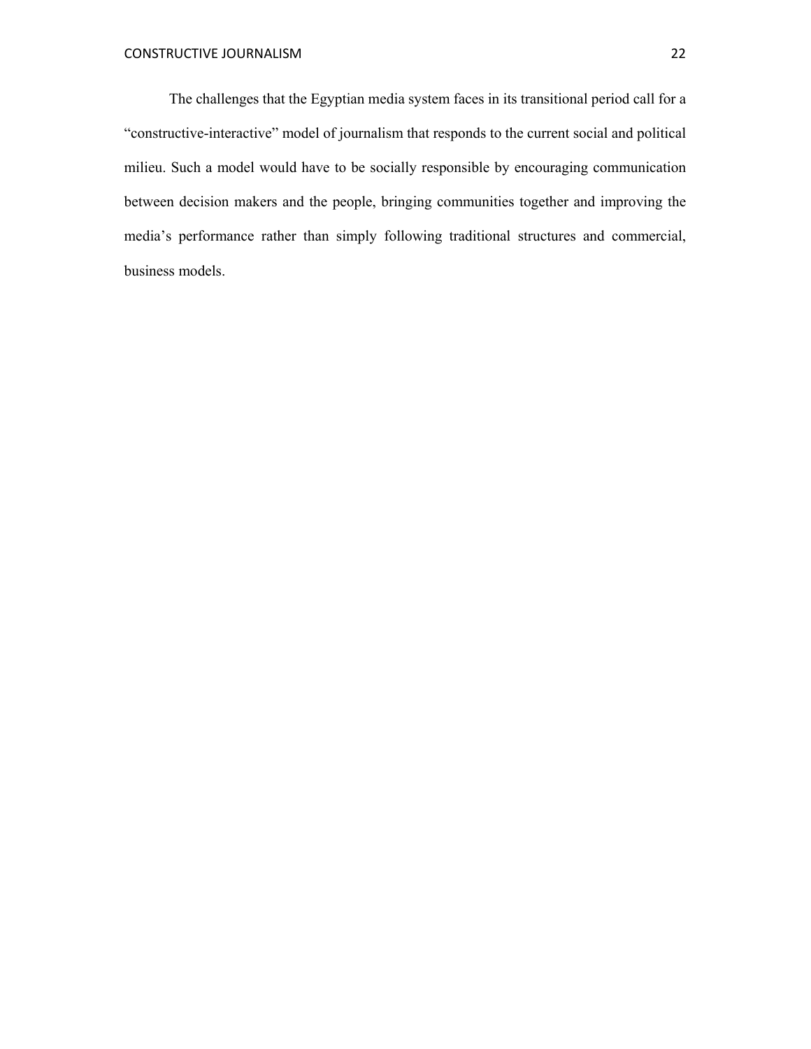The challenges that the Egyptian media system faces in its transitional period call for a "constructive-interactive" model of journalism that responds to the current social and political milieu. Such a model would have to be socially responsible by encouraging communication between decision makers and the people, bringing communities together and improving the media's performance rather than simply following traditional structures and commercial, business models.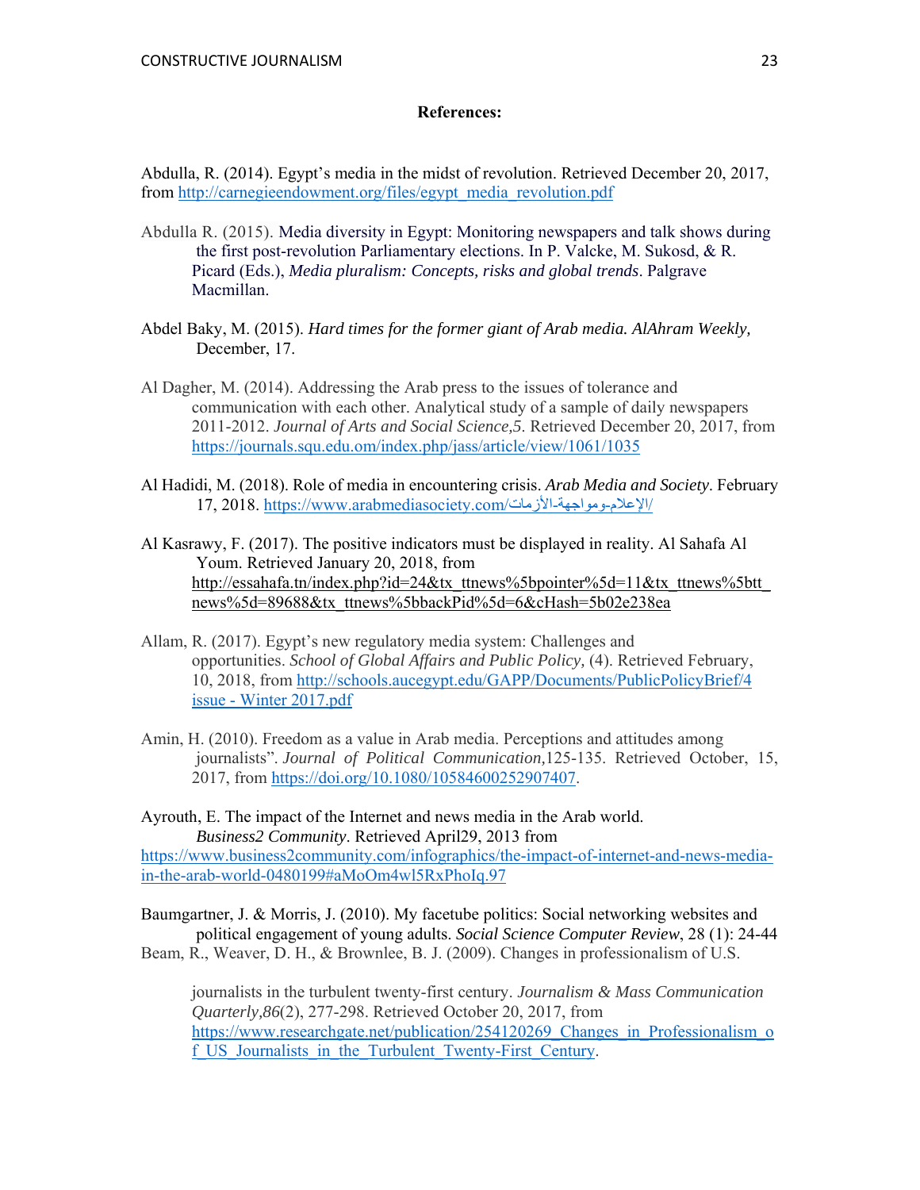**References:**

Abdulla, R. (2014). Egypt's media in the midst of revolution. Retrieved December 20, 2017, from http://carnegieendowment.org/files/egypt_media_revolution.pdf

Abdulla R. (2015). Media diversity in Egypt: Monitoring newspapers and talk shows during the first post-revolution Parliamentary elections. In P. Valcke, M. Sukosd, & R. Picard (Eds.), *Media pluralism: Concepts, risks and global trends*. Palgrave Macmillan.

Abdel Baky, M. (2015). *Hard times for the former giant of Arab media. AlAhram Weekly,* December, 17.

Al Dagher, M. (2014). Addressing the Arab press to the issues of tolerance and communication with each other. Analytical study of a sample of daily newspapers 2011-2012. *Journal of Arts and Social Science,5*. Retrieved December 20, 2017, from https://journals.squ.edu.om/index.php/jass/article/view/1061/1035

Al Hadidi, M. (2018). Role of media in encountering crisis. *Arab Media and Society*. February 17, 2018. https://www.arabmediasociety.com/الإعلام-ومواجهة-الأزمات/

Al Kasrawy, F. (2017). The positive indicators must be displayed in reality. Al Sahafa Al Youm. Retrieved January 20, 2018, from http://essahafa.tn/index.php?id=24&tx_ttnews%5bpointer%5d=11&tx_ttnews%5btt_news%5d=89688&tx_ttnews%5bbackPid%5d=6&cHash=5b02e238ea

Allam, R. (2017). Egypt's new regulatory media system: Challenges and opportunities. *School of Global Affairs and Public Policy,* (4). Retrieved February, 10, 2018, from http://schools.aucegypt.edu/GAPP/Documents/PublicPolicyBrief/4 issue - Winter 2017.pdf

Amin, H. (2010). Freedom as a value in Arab media. Perceptions and attitudes among journalists". *Journal of Political Communication,*125-135. Retrieved October, 15, 2017, from https://doi.org/10.1080/10584600252907407.

Ayrouth, E. The impact of the Internet and news media in the Arab world. *Business2 Community*. Retrieved April29, 2013 from https://www.business2community.com/infographics/the-impact-of-internet-and-news-media-in-the-arab-world-0480199#aMoOm4wl5RxPhoIq.97

Baumgartner, J. & Morris, J. (2010). My facetube politics: Social networking websites and political engagement of young adults. *Social Science Computer Review*, 28 (1): 24-44

Beam, R., Weaver, D. H., & Brownlee, B. J. (2009). Changes in professionalism of U.S. journalists in the turbulent twenty-first century. *Journalism & Mass Communication Quarterly,86*(2), 277-298. Retrieved October 20, 2017, from https://www.researchgate.net/publication/254120269_Changes_in_Professionalism_of_US_Journalists_in_the_Turbulent_Twenty-First_Century.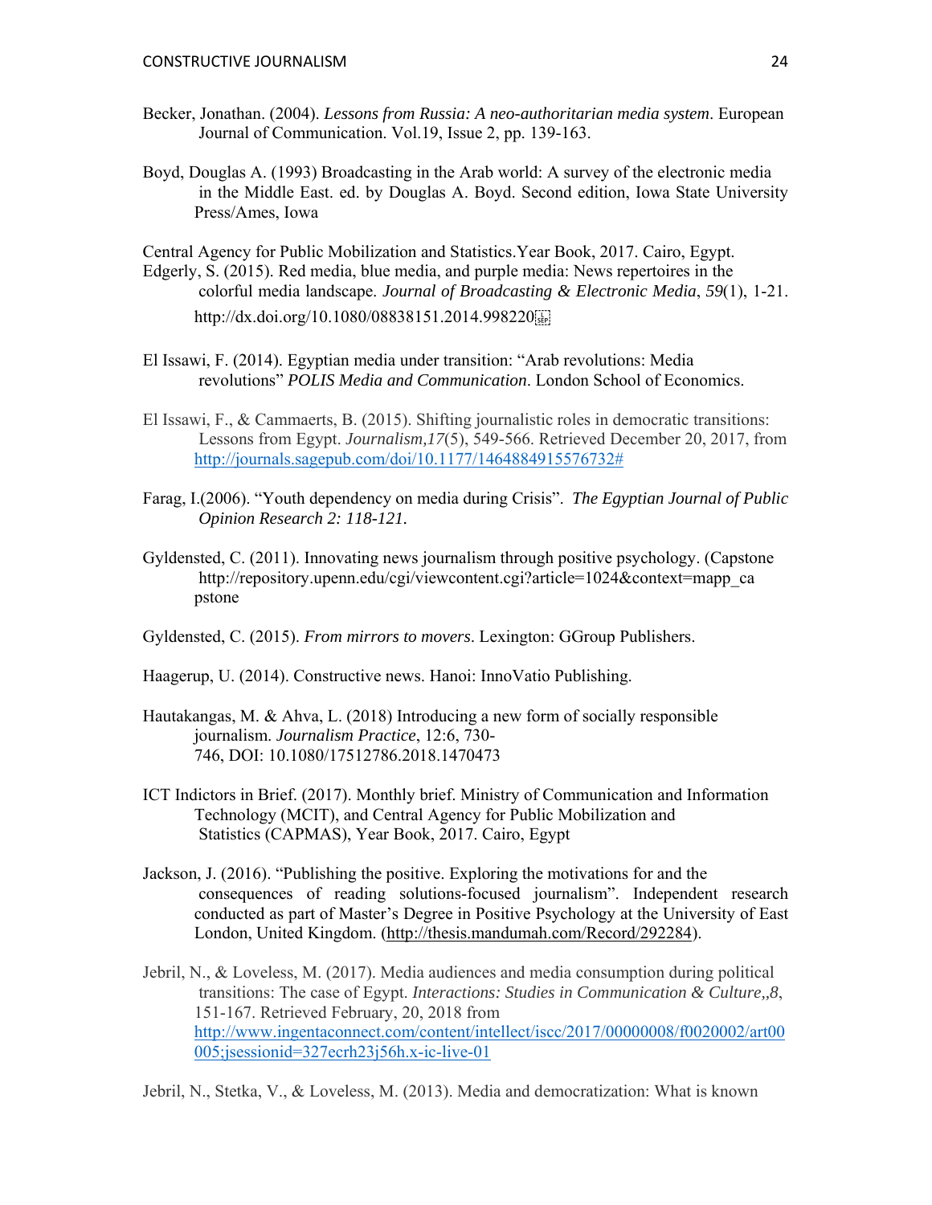Becker, Jonathan. (2004). *Lessons from Russia: A neo-authoritarian media system*. European Journal of Communication. Vol.19, Issue 2, pp. 139-163.

Boyd, Douglas A. (1993) Broadcasting in the Arab world: A survey of the electronic media in the Middle East. ed. by Douglas A. Boyd. Second edition, Iowa State University Press/Ames, Iowa

Central Agency for Public Mobilization and Statistics.Year Book, 2017. Cairo, Egypt.

Edgerly, S. (2015). Red media, blue media, and purple media: News repertoires in the colorful media landscape. *Journal of Broadcasting & Electronic Media*, *59*(1), 1-21. http://dx.doi.org/10.1080/08838151.2014.998220

El Issawi, F. (2014). Egyptian media under transition: "Arab revolutions: Media revolutions" *POLIS Media and Communication*. London School of Economics.

El Issawi, F., & Cammaerts, B. (2015). Shifting journalistic roles in democratic transitions: Lessons from Egypt. *Journalism,17*(5), 549-566. Retrieved December 20, 2017, from http://journals.sagepub.com/doi/10.1177/1464884915576732#

Farag, I.(2006). "Youth dependency on media during Crisis". *The Egyptian Journal of Public Opinion Research 2: 118-121.*

Gyldensted, C. (2011). Innovating news journalism through positive psychology. (Capstone http://repository.upenn.edu/cgi/viewcontent.cgi?article=1024&context=mapp_capstone

Gyldensted, C. (2015). *From mirrors to movers*. Lexington: GGroup Publishers.

Haagerup, U. (2014). Constructive news. Hanoi: InnoVatio Publishing.

Hautakangas, M. & Ahva, L. (2018) Introducing a new form of socially responsible journalism. *Journalism Practice*, 12:6, 730-746, DOI: 10.1080/17512786.2018.1470473

ICT Indictors in Brief. (2017). Monthly brief. Ministry of Communication and Information Technology (MCIT), and Central Agency for Public Mobilization and Statistics (CAPMAS), Year Book, 2017. Cairo, Egypt

Jackson, J. (2016). "Publishing the positive. Exploring the motivations for and the consequences of reading solutions-focused journalism". Independent research conducted as part of Master's Degree in Positive Psychology at the University of East London, United Kingdom. (http://thesis.mandumah.com/Record/292284).

Jebril, N., & Loveless, M. (2017). Media audiences and media consumption during political transitions: The case of Egypt. *Interactions: Studies in Communication & Culture,,8*, 151-167. Retrieved February, 20, 2018 from http://www.ingentaconnect.com/content/intellect/iscc/2017/00000008/f0020002/art00005;jsessionid=327ecrh23j56h.x-ic-live-01

Jebril, N., Stetka, V., & Loveless, M. (2013). Media and democratization: What is known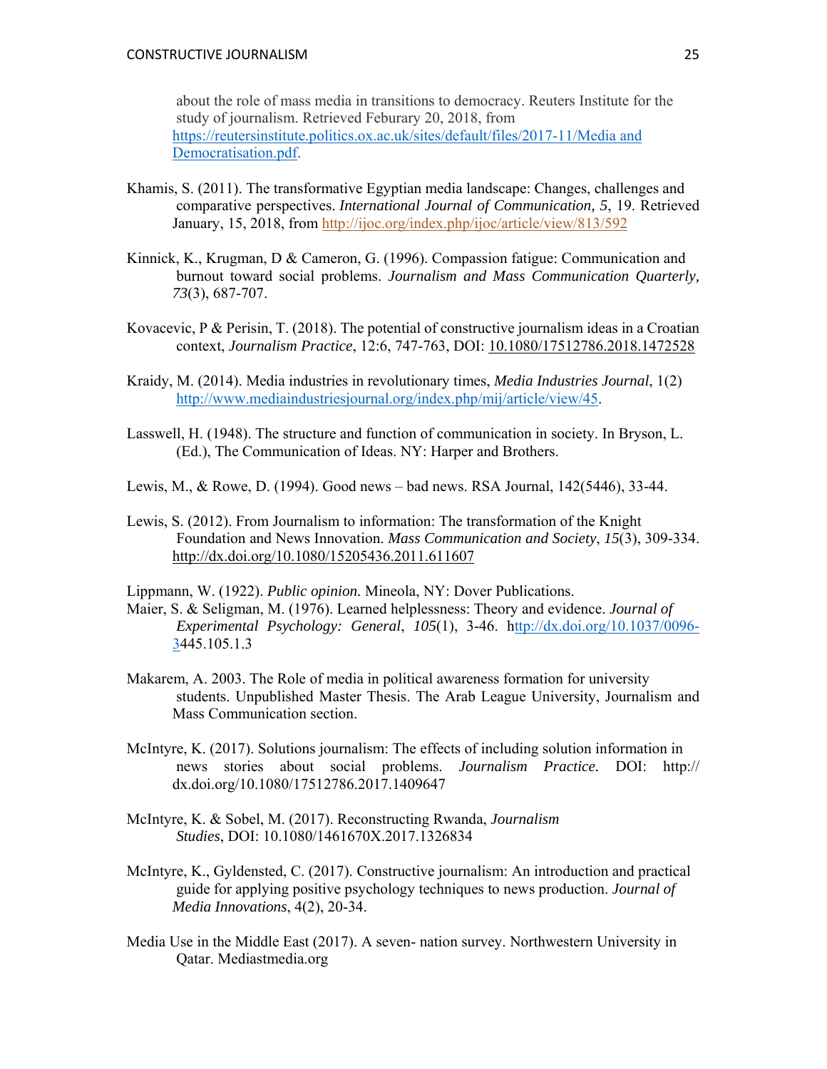about the role of mass media in transitions to democracy. Reuters Institute for the study of journalism. Retrieved Feburary 20, 2018, from https://reutersinstitute.politics.ox.ac.uk/sites/default/files/2017-11/Media and Democratisation.pdf.

Khamis, S. (2011). The transformative Egyptian media landscape: Changes, challenges and comparative perspectives. *International Journal of Communication, 5*, 19. Retrieved January, 15, 2018, from http://ijoc.org/index.php/ijoc/article/view/813/592

Kinnick, K., Krugman, D & Cameron, G. (1996). Compassion fatigue: Communication and burnout toward social problems. *Journalism and Mass Communication Quarterly, 73*(3), 687-707.

Kovacevic, P & Perisin, T. (2018). The potential of constructive journalism ideas in a Croatian context, *Journalism Practice*, 12:6, 747-763, DOI: 10.1080/17512786.2018.1472528

Kraidy, M. (2014). Media industries in revolutionary times, *Media Industries Journal*, 1(2) http://www.mediaindustriesjournal.org/index.php/mij/article/view/45.

Lasswell, H. (1948). The structure and function of communication in society. In Bryson, L. (Ed.), The Communication of Ideas. NY: Harper and Brothers.

Lewis, M., & Rowe, D. (1994). Good news – bad news. RSA Journal, 142(5446), 33-44.

Lewis, S. (2012). From Journalism to information: The transformation of the Knight Foundation and News Innovation. *Mass Communication and Society*, *15*(3), 309-334. http://dx.doi.org/10.1080/15205436.2011.611607

Lippmann, W. (1922). *Public opinion.* Mineola, NY: Dover Publications.

Maier, S. & Seligman, M. (1976). Learned helplessness: Theory and evidence. *Journal of Experimental Psychology: General*, *105*(1), 3-46. http://dx.doi.org/10.1037/0096-3445.105.1.3

Makarem, A. 2003. The Role of media in political awareness formation for university students. Unpublished Master Thesis. The Arab League University, Journalism and Mass Communication section.

McIntyre, K. (2017). Solutions journalism: The effects of including solution information in news stories about social problems. *Journalism Practice.* DOI: http:// dx.doi.org/10.1080/17512786.2017.1409647

McIntyre, K. & Sobel, M. (2017). Reconstructing Rwanda, *Journalism Studies*, DOI: 10.1080/1461670X.2017.1326834

McIntyre, K., Gyldensted, C. (2017). Constructive journalism: An introduction and practical guide for applying positive psychology techniques to news production. *Journal of Media Innovations*, 4(2), 20-34.

Media Use in the Middle East (2017). A seven- nation survey. Northwestern University in Qatar. Mediastmedia.org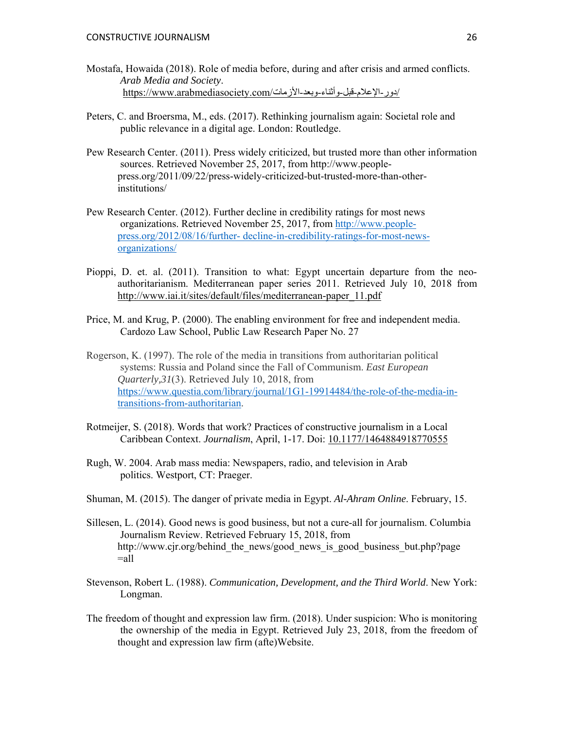Mostafa, Howaida (2018). Role of media before, during and after crisis and armed conflicts. *Arab Media and Society*. https://www.arabmediasociety.com/دور-الإعلام-قبل-وأثناء-وبعد-الأزمات/

Peters, C. and Broersma, M., eds. (2017). Rethinking journalism again: Societal role and public relevance in a digital age. London: Routledge.

Pew Research Center. (2011). Press widely criticized, but trusted more than other information sources. Retrieved November 25, 2017, from http://www.people-press.org/2011/09/22/press-widely-criticized-but-trusted-more-than-other-institutions/

Pew Research Center. (2012). Further decline in credibility ratings for most news organizations. Retrieved November 25, 2017, from http://www.people-press.org/2012/08/16/further- decline-in-credibility-ratings-for-most-news-organizations/

Pioppi, D. et. al. (2011). Transition to what: Egypt uncertain departure from the neo-authoritarianism. Mediterranean paper series 2011. Retrieved July 10, 2018 from http://www.iai.it/sites/default/files/mediterranean-paper_11.pdf

Price, M. and Krug, P. (2000). The enabling environment for free and independent media. Cardozo Law School, Public Law Research Paper No. 27

Rogerson, K. (1997). The role of the media in transitions from authoritarian political systems: Russia and Poland since the Fall of Communism. *East European Quarterly,31*(3). Retrieved July 10, 2018, from https://www.questia.com/library/journal/1G1-19914484/the-role-of-the-media-in-transitions-from-authoritarian.

Rotmeijer, S. (2018). Words that work? Practices of constructive journalism in a Local Caribbean Context. *Journalism*, April, 1-17. Doi: 10.1177/1464884918770555

Rugh, W. 2004. Arab mass media: Newspapers, radio, and television in Arab politics. Westport, CT: Praeger.

Shuman, M. (2015). The danger of private media in Egypt. *Al-Ahram Online*. February, 15.

Sillesen, L. (2014). Good news is good business, but not a cure-all for journalism. Columbia Journalism Review. Retrieved February 15, 2018, from http://www.cjr.org/behind_the_news/good_news_is_good_business_but.php?page=all

Stevenson, Robert L. (1988). *Communication, Development, and the Third World*. New York: Longman.

The freedom of thought and expression law firm. (2018). Under suspicion: Who is monitoring the ownership of the media in Egypt. Retrieved July 23, 2018, from the freedom of thought and expression law firm (afte)Website.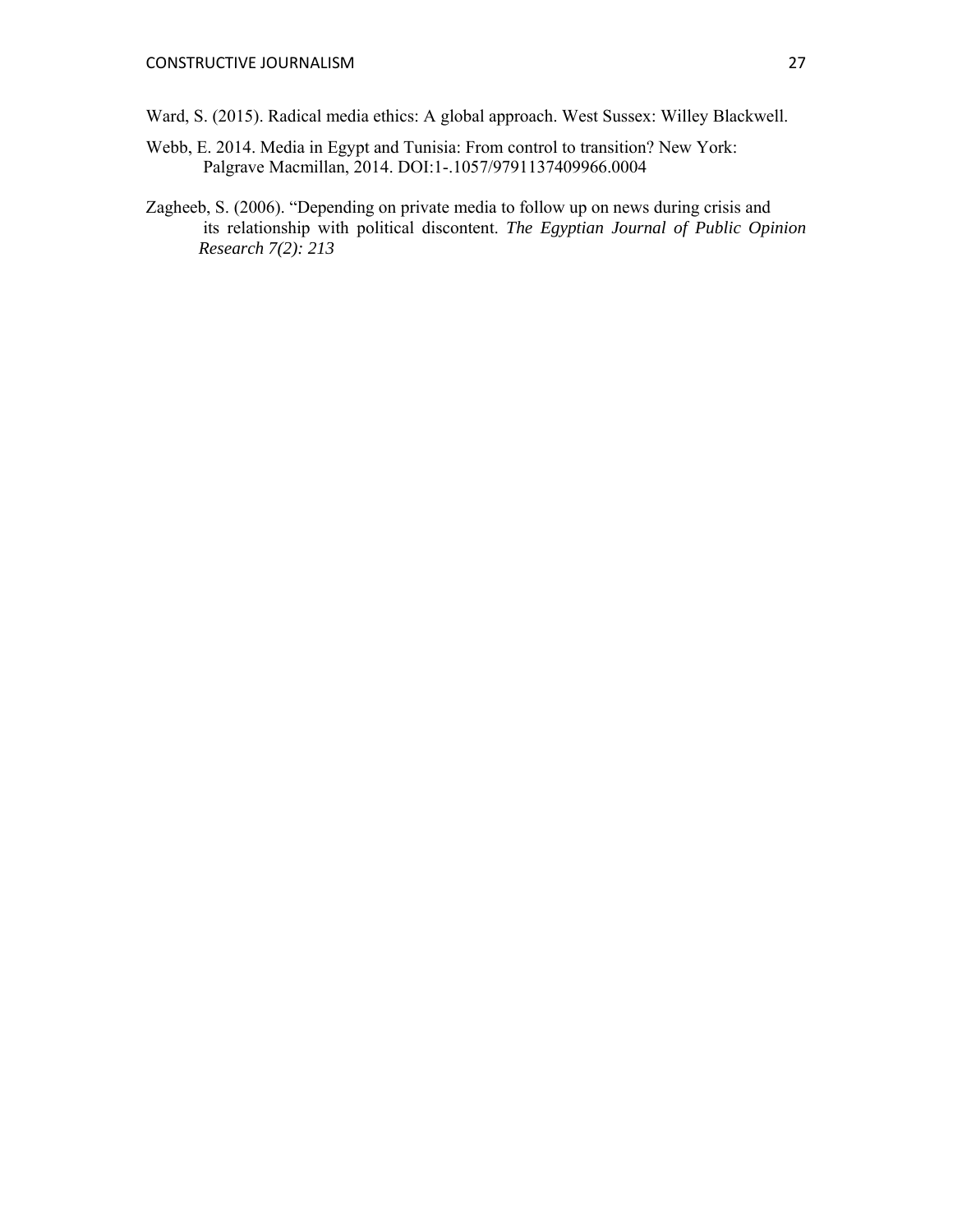Ward, S. (2015). Radical media ethics: A global approach. West Sussex: Willey Blackwell.

Webb, E. 2014. Media in Egypt and Tunisia: From control to transition? New York: Palgrave Macmillan, 2014. DOI:1-.1057/9791137409966.0004

Zagheeb, S. (2006). "Depending on private media to follow up on news during crisis and its relationship with political discontent. *The Egyptian Journal of Public Opinion Research 7(2): 213*